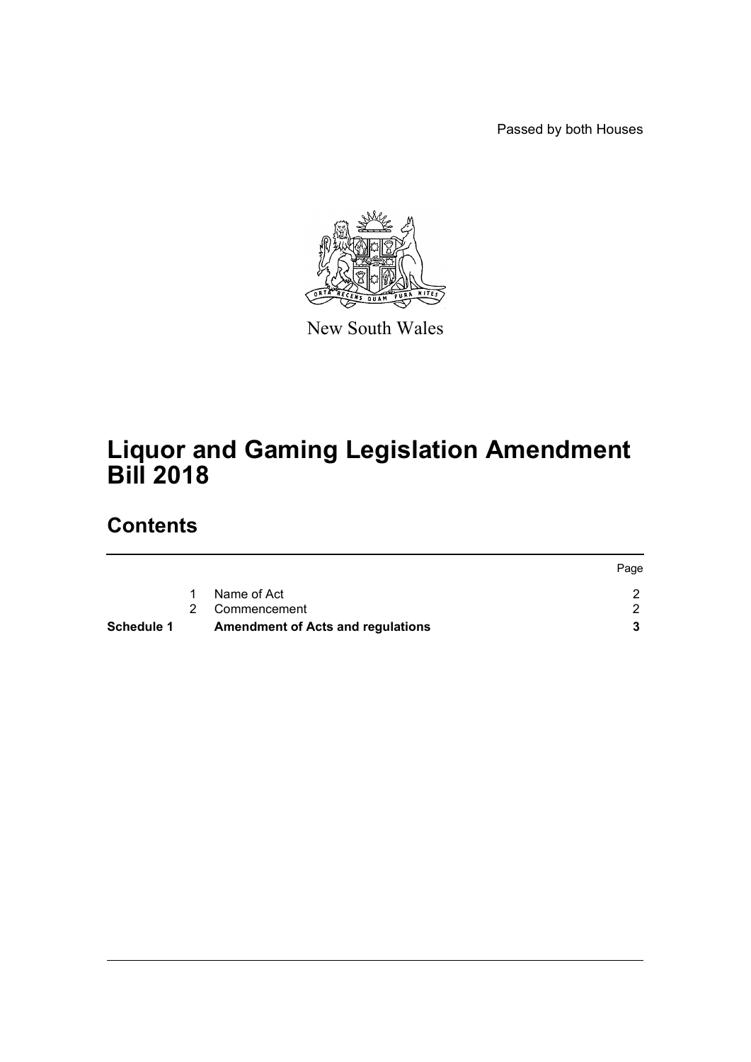Passed by both Houses

New South Wales

# Liquor and Gaming Legislation Amendment Bill 2018

## Contents

| | | | Page |
|---|---|---|---|
| | 1 | Name of Act | 2 |
| | 2 | Commencement | 2 |
| **Schedule 1** | | **Amendment of Acts and regulations** | **3** |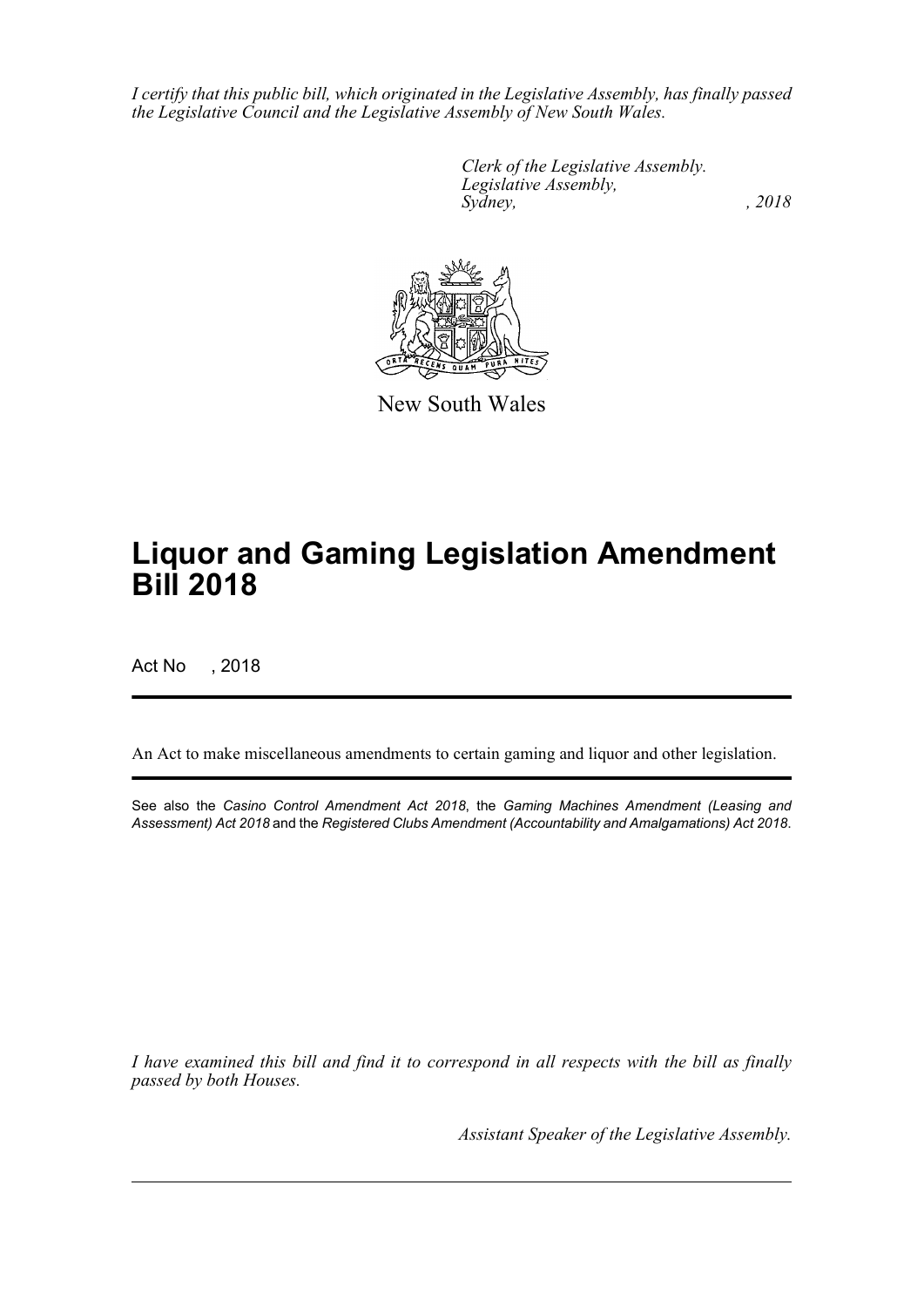*I certify that this public bill, which originated in the Legislative Assembly, has finally passed the Legislative Council and the Legislative Assembly of New South Wales.*

*Clerk of the Legislative Assembly.*
*Legislative Assembly,*
*Sydney, , 2018*

New South Wales

# Liquor and Gaming Legislation Amendment Bill 2018

Act No , 2018

An Act to make miscellaneous amendments to certain gaming and liquor and other legislation.

See also the *Casino Control Amendment Act 2018*, the *Gaming Machines Amendment (Leasing and Assessment) Act 2018* and the *Registered Clubs Amendment (Accountability and Amalgamations) Act 2018*.

*I have examined this bill and find it to correspond in all respects with the bill as finally passed by both Houses.*

*Assistant Speaker of the Legislative Assembly.*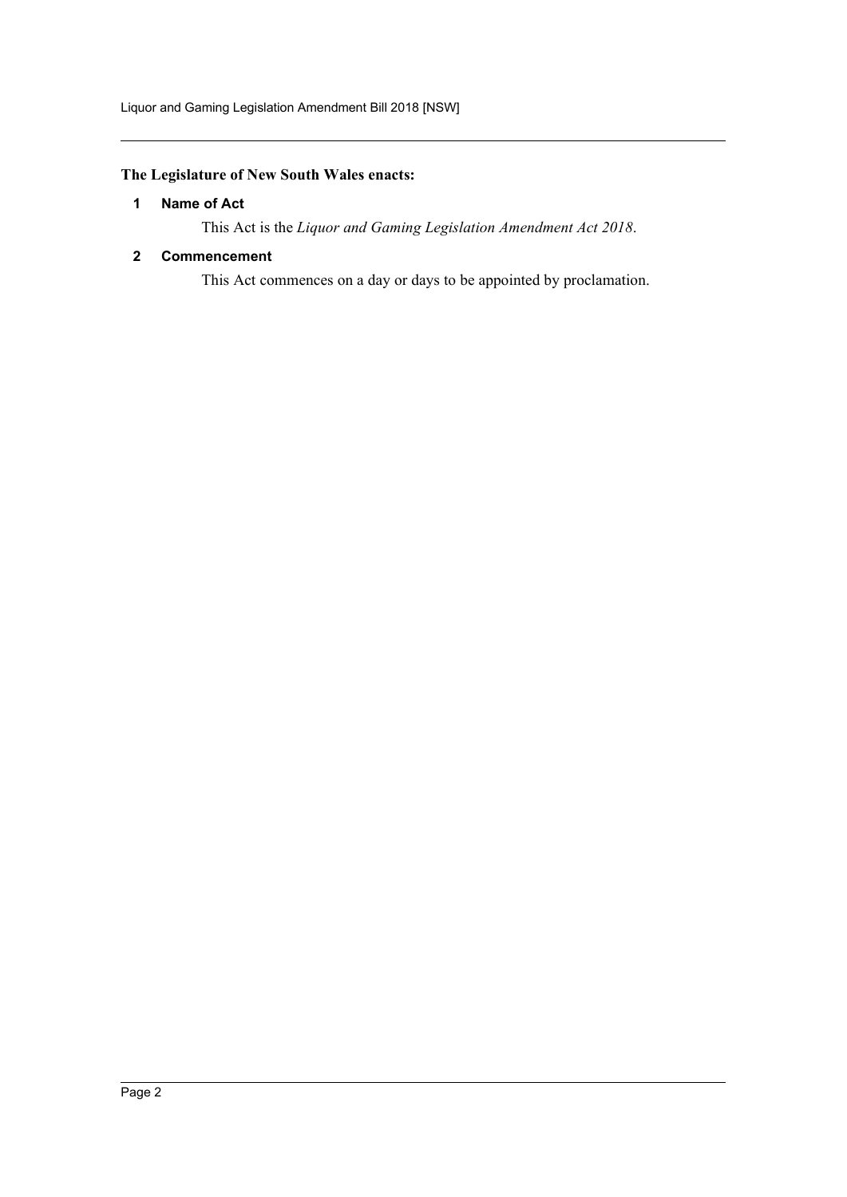**The Legislature of New South Wales enacts:**

### 1 Name of Act

This Act is the *Liquor and Gaming Legislation Amendment Act 2018*.

### 2 Commencement

This Act commences on a day or days to be appointed by proclamation.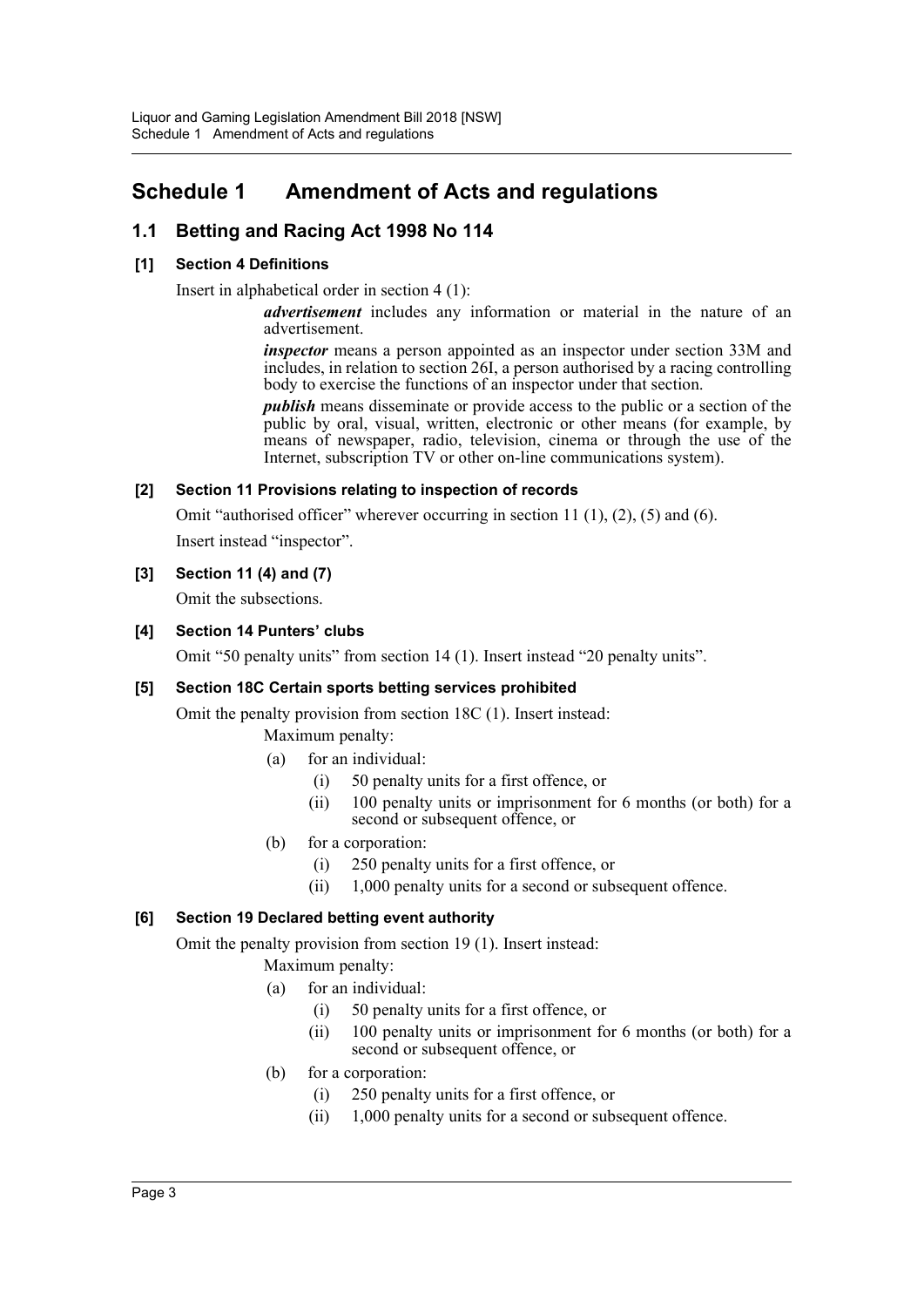# Schedule 1 Amendment of Acts and regulations

## 1.1 Betting and Racing Act 1998 No 114

### [1] Section 4 Definitions

Insert in alphabetical order in section 4 (1):

> ***advertisement*** includes any information or material in the nature of an advertisement.
>
> ***inspector*** means a person appointed as an inspector under section 33M and includes, in relation to section 26I, a person authorised by a racing controlling body to exercise the functions of an inspector under that section.
>
> ***publish*** means disseminate or provide access to the public or a section of the public by oral, visual, written, electronic or other means (for example, by means of newspaper, radio, television, cinema or through the use of the Internet, subscription TV or other on-line communications system).

### [2] Section 11 Provisions relating to inspection of records

Omit "authorised officer" wherever occurring in section 11 (1), (2), (5) and (6).

Insert instead "inspector".

### [3] Section 11 (4) and (7)

Omit the subsections.

### [4] Section 14 Punters' clubs

Omit "50 penalty units" from section 14 (1). Insert instead "20 penalty units".

### [5] Section 18C Certain sports betting services prohibited

Omit the penalty provision from section 18C (1). Insert instead:

> Maximum penalty:
>
> (a) for an individual:
>
> (i) 50 penalty units for a first offence, or
>
> (ii) 100 penalty units or imprisonment for 6 months (or both) for a second or subsequent offence, or
>
> (b) for a corporation:
>
> (i) 250 penalty units for a first offence, or
>
> (ii) 1,000 penalty units for a second or subsequent offence.

### [6] Section 19 Declared betting event authority

Omit the penalty provision from section 19 (1). Insert instead:

> Maximum penalty:
>
> (a) for an individual:
>
> (i) 50 penalty units for a first offence, or
>
> (ii) 100 penalty units or imprisonment for 6 months (or both) for a second or subsequent offence, or
>
> (b) for a corporation:
>
> (i) 250 penalty units for a first offence, or
>
> (ii) 1,000 penalty units for a second or subsequent offence.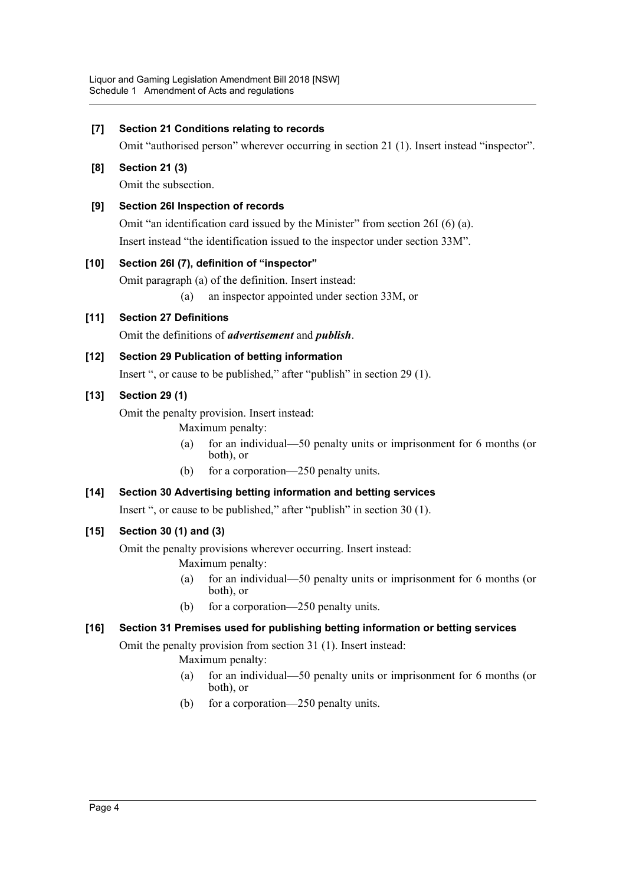**[7] Section 21 Conditions relating to records**

Omit "authorised person" wherever occurring in section 21 (1). Insert instead "inspector".

**[8] Section 21 (3)**

Omit the subsection.

**[9] Section 26I Inspection of records**

Omit "an identification card issued by the Minister" from section 26I (6) (a).

Insert instead "the identification issued to the inspector under section 33M".

**[10] Section 26I (7), definition of "inspector"**

Omit paragraph (a) of the definition. Insert instead:

(a) an inspector appointed under section 33M, or

**[11] Section 27 Definitions**

Omit the definitions of ***advertisement*** and ***publish***.

**[12] Section 29 Publication of betting information**

Insert ", or cause to be published," after "publish" in section 29 (1).

**[13] Section 29 (1)**

Omit the penalty provision. Insert instead:

Maximum penalty:

(a) for an individual—50 penalty units or imprisonment for 6 months (or both), or

(b) for a corporation—250 penalty units.

**[14] Section 30 Advertising betting information and betting services**

Insert ", or cause to be published," after "publish" in section 30 (1).

**[15] Section 30 (1) and (3)**

Omit the penalty provisions wherever occurring. Insert instead:

Maximum penalty:

(a) for an individual—50 penalty units or imprisonment for 6 months (or both), or

(b) for a corporation—250 penalty units.

**[16] Section 31 Premises used for publishing betting information or betting services**

Omit the penalty provision from section 31 (1). Insert instead:

Maximum penalty:

(a) for an individual—50 penalty units or imprisonment for 6 months (or both), or

(b) for a corporation—250 penalty units.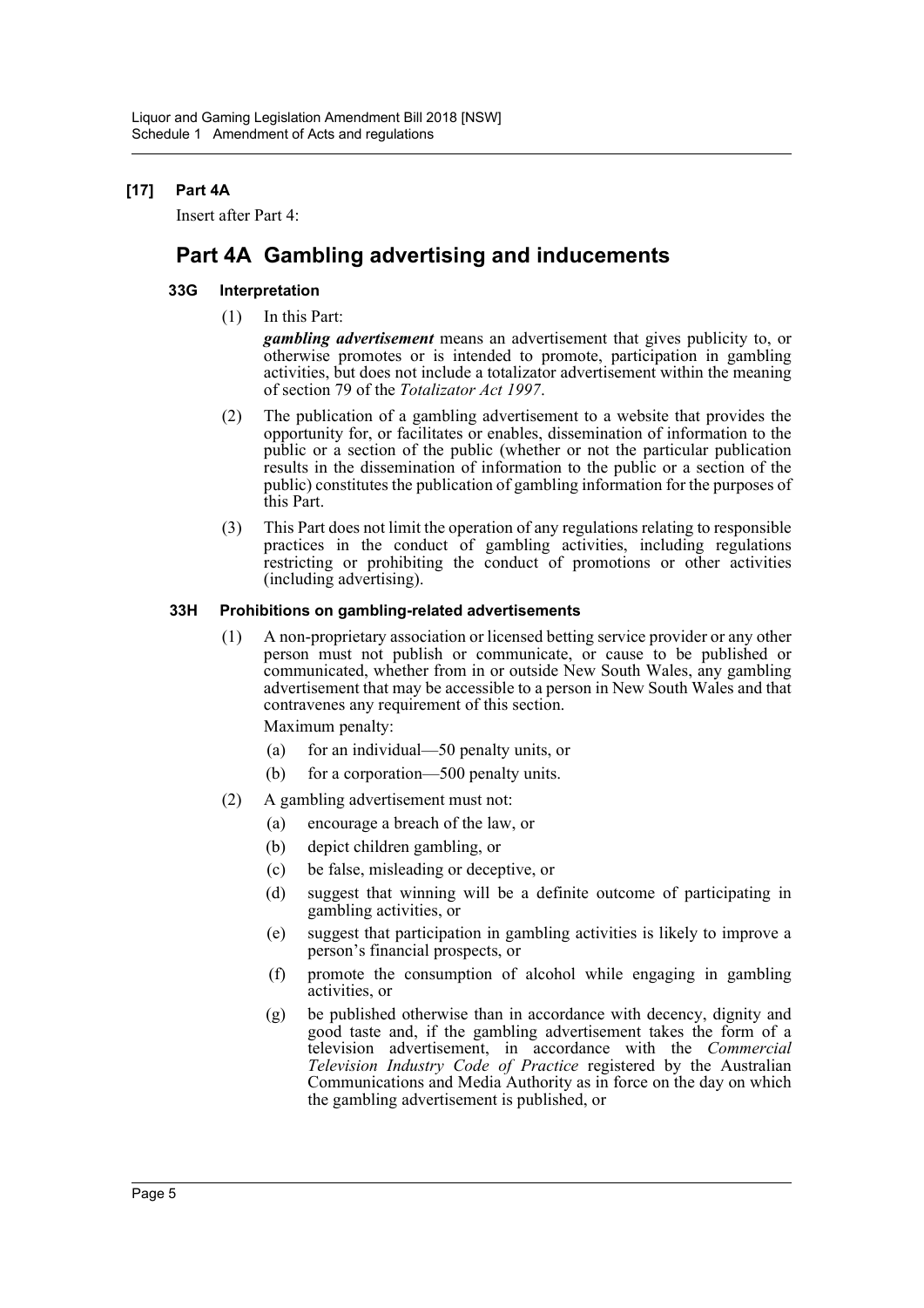**[17] Part 4A**

Insert after Part 4:

# Part 4A Gambling advertising and inducements

### 33G Interpretation

(1) In this Part:

***gambling advertisement*** means an advertisement that gives publicity to, or otherwise promotes or is intended to promote, participation in gambling activities, but does not include a totalizator advertisement within the meaning of section 79 of the *Totalizator Act 1997*.

(2) The publication of a gambling advertisement to a website that provides the opportunity for, or facilitates or enables, dissemination of information to the public or a section of the public (whether or not the particular publication results in the dissemination of information to the public or a section of the public) constitutes the publication of gambling information for the purposes of this Part.

(3) This Part does not limit the operation of any regulations relating to responsible practices in the conduct of gambling activities, including regulations restricting or prohibiting the conduct of promotions or other activities (including advertising).

### 33H Prohibitions on gambling-related advertisements

(1) A non-proprietary association or licensed betting service provider or any other person must not publish or communicate, or cause to be published or communicated, whether from in or outside New South Wales, any gambling advertisement that may be accessible to a person in New South Wales and that contravenes any requirement of this section.

Maximum penalty:

- (a) for an individual—50 penalty units, or
- (b) for a corporation—500 penalty units.

(2) A gambling advertisement must not:

- (a) encourage a breach of the law, or
- (b) depict children gambling, or
- (c) be false, misleading or deceptive, or
- (d) suggest that winning will be a definite outcome of participating in gambling activities, or
- (e) suggest that participation in gambling activities is likely to improve a person's financial prospects, or
- (f) promote the consumption of alcohol while engaging in gambling activities, or
- (g) be published otherwise than in accordance with decency, dignity and good taste and, if the gambling advertisement takes the form of a television advertisement, in accordance with the *Commercial Television Industry Code of Practice* registered by the Australian Communications and Media Authority as in force on the day on which the gambling advertisement is published, or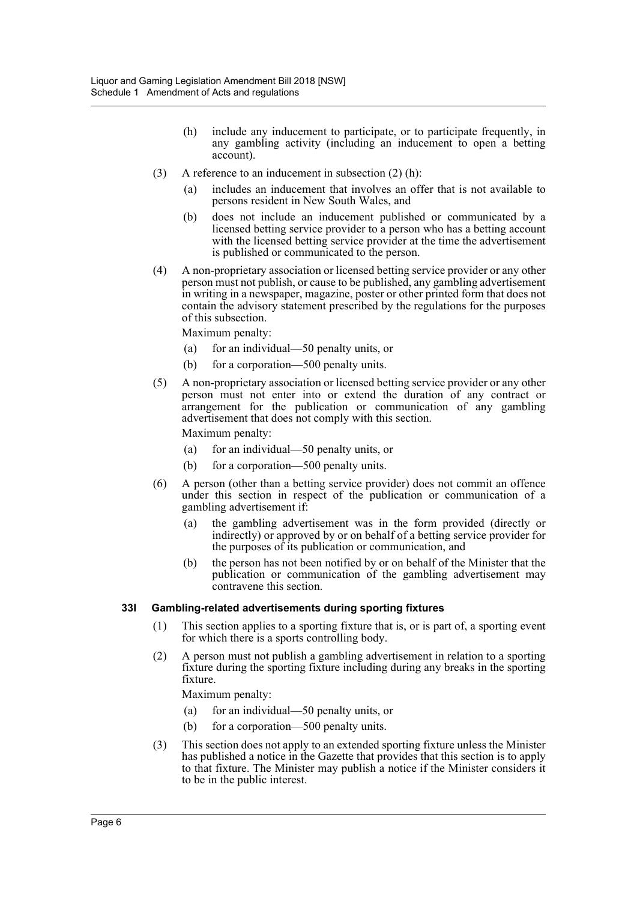(h) include any inducement to participate, or to participate frequently, in any gambling activity (including an inducement to open a betting account).

(3) A reference to an inducement in subsection (2) (h):

(a) includes an inducement that involves an offer that is not available to persons resident in New South Wales, and

(b) does not include an inducement published or communicated by a licensed betting service provider to a person who has a betting account with the licensed betting service provider at the time the advertisement is published or communicated to the person.

(4) A non-proprietary association or licensed betting service provider or any other person must not publish, or cause to be published, any gambling advertisement in writing in a newspaper, magazine, poster or other printed form that does not contain the advisory statement prescribed by the regulations for the purposes of this subsection.

Maximum penalty:

(a) for an individual—50 penalty units, or

(b) for a corporation—500 penalty units.

(5) A non-proprietary association or licensed betting service provider or any other person must not enter into or extend the duration of any contract or arrangement for the publication or communication of any gambling advertisement that does not comply with this section.

Maximum penalty:

(a) for an individual—50 penalty units, or

(b) for a corporation—500 penalty units.

(6) A person (other than a betting service provider) does not commit an offence under this section in respect of the publication or communication of a gambling advertisement if:

(a) the gambling advertisement was in the form provided (directly or indirectly) or approved by or on behalf of a betting service provider for the purposes of its publication or communication, and

(b) the person has not been notified by or on behalf of the Minister that the publication or communication of the gambling advertisement may contravene this section.

#### 33I Gambling-related advertisements during sporting fixtures

(1) This section applies to a sporting fixture that is, or is part of, a sporting event for which there is a sports controlling body.

(2) A person must not publish a gambling advertisement in relation to a sporting fixture during the sporting fixture including during any breaks in the sporting fixture.

Maximum penalty:

(a) for an individual—50 penalty units, or

(b) for a corporation—500 penalty units.

(3) This section does not apply to an extended sporting fixture unless the Minister has published a notice in the Gazette that provides that this section is to apply to that fixture. The Minister may publish a notice if the Minister considers it to be in the public interest.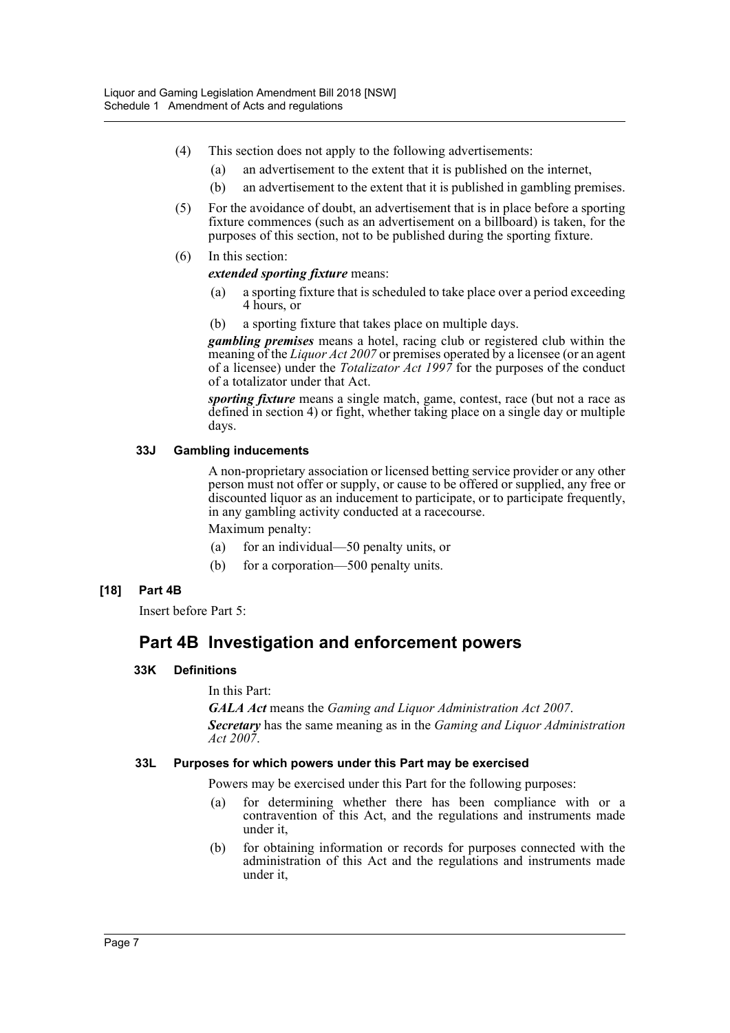(4) This section does not apply to the following advertisements:

(a) an advertisement to the extent that it is published on the internet,

(b) an advertisement to the extent that it is published in gambling premises.

(5) For the avoidance of doubt, an advertisement that is in place before a sporting fixture commences (such as an advertisement on a billboard) is taken, for the purposes of this section, not to be published during the sporting fixture.

(6) In this section:

***extended sporting fixture*** means:

(a) a sporting fixture that is scheduled to take place over a period exceeding 4 hours, or

(b) a sporting fixture that takes place on multiple days.

***gambling premises*** means a hotel, racing club or registered club within the meaning of the *Liquor Act 2007* or premises operated by a licensee (or an agent of a licensee) under the *Totalizator Act 1997* for the purposes of the conduct of a totalizator under that Act.

***sporting fixture*** means a single match, game, contest, race (but not a race as defined in section 4) or fight, whether taking place on a single day or multiple days.

#### 33J Gambling inducements

A non-proprietary association or licensed betting service provider or any other person must not offer or supply, or cause to be offered or supplied, any free or discounted liquor as an inducement to participate, or to participate frequently, in any gambling activity conducted at a racecourse.

Maximum penalty:

(a) for an individual—50 penalty units, or

(b) for a corporation—500 penalty units.

### [18] Part 4B

Insert before Part 5:

## Part 4B Investigation and enforcement powers

#### 33K Definitions

In this Part:

***GALA Act*** means the *Gaming and Liquor Administration Act 2007*.

***Secretary*** has the same meaning as in the *Gaming and Liquor Administration Act 2007*.

#### 33L Purposes for which powers under this Part may be exercised

Powers may be exercised under this Part for the following purposes:

(a) for determining whether there has been compliance with or a contravention of this Act, and the regulations and instruments made under it,

(b) for obtaining information or records for purposes connected with the administration of this Act and the regulations and instruments made under it,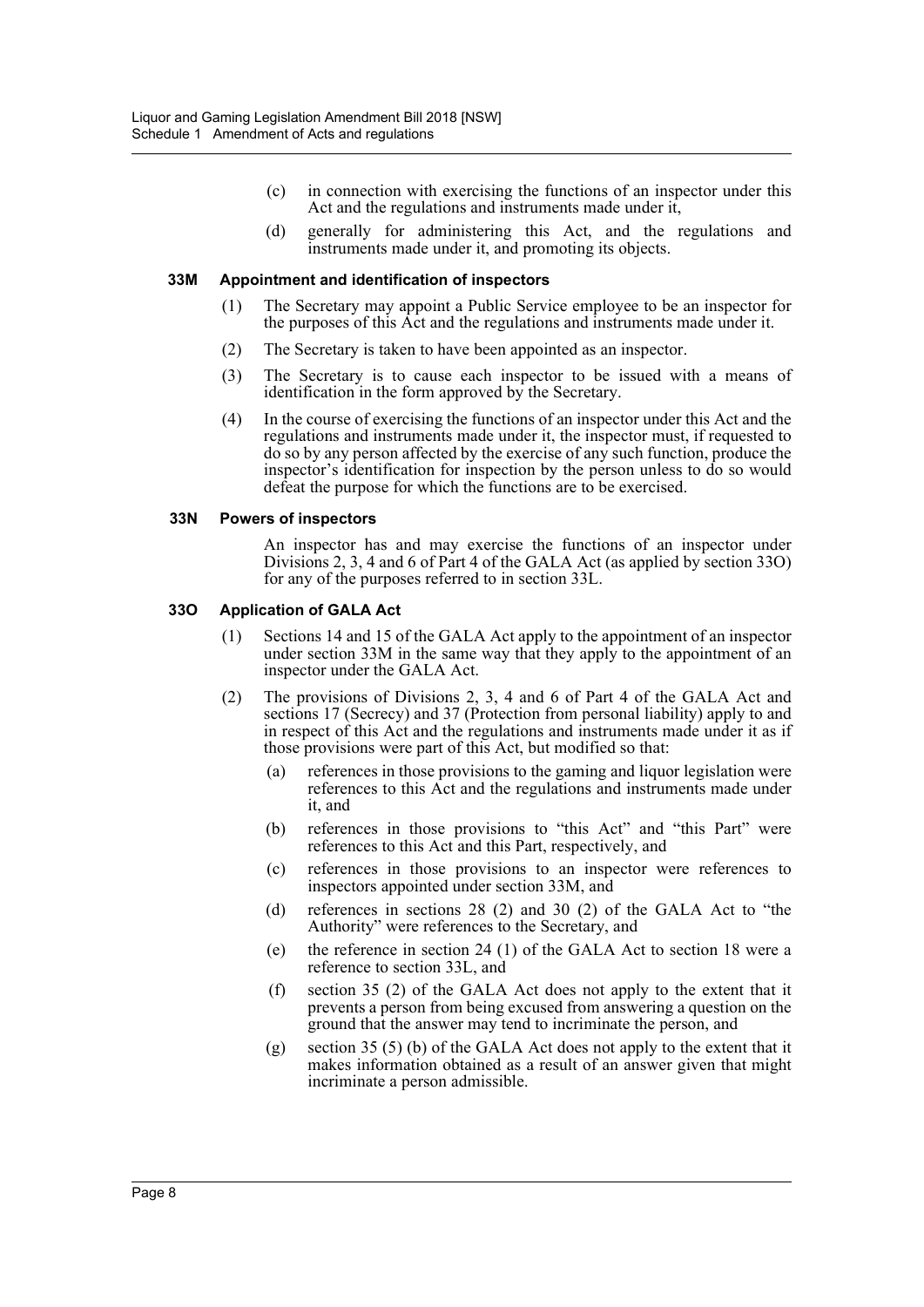(c) in connection with exercising the functions of an inspector under this Act and the regulations and instruments made under it,

(d) generally for administering this Act, and the regulations and instruments made under it, and promoting its objects.

**33M Appointment and identification of inspectors**

(1) The Secretary may appoint a Public Service employee to be an inspector for the purposes of this Act and the regulations and instruments made under it.

(2) The Secretary is taken to have been appointed as an inspector.

(3) The Secretary is to cause each inspector to be issued with a means of identification in the form approved by the Secretary.

(4) In the course of exercising the functions of an inspector under this Act and the regulations and instruments made under it, the inspector must, if requested to do so by any person affected by the exercise of any such function, produce the inspector's identification for inspection by the person unless to do so would defeat the purpose for which the functions are to be exercised.

**33N Powers of inspectors**

An inspector has and may exercise the functions of an inspector under Divisions 2, 3, 4 and 6 of Part 4 of the GALA Act (as applied by section 33O) for any of the purposes referred to in section 33L.

**33O Application of GALA Act**

(1) Sections 14 and 15 of the GALA Act apply to the appointment of an inspector under section 33M in the same way that they apply to the appointment of an inspector under the GALA Act.

(2) The provisions of Divisions 2, 3, 4 and 6 of Part 4 of the GALA Act and sections 17 (Secrecy) and 37 (Protection from personal liability) apply to and in respect of this Act and the regulations and instruments made under it as if those provisions were part of this Act, but modified so that:

(a) references in those provisions to the gaming and liquor legislation were references to this Act and the regulations and instruments made under it, and

(b) references in those provisions to "this Act" and "this Part" were references to this Act and this Part, respectively, and

(c) references in those provisions to an inspector were references to inspectors appointed under section 33M, and

(d) references in sections 28 (2) and 30 (2) of the GALA Act to "the Authority" were references to the Secretary, and

(e) the reference in section 24 (1) of the GALA Act to section 18 were a reference to section 33L, and

(f) section 35 (2) of the GALA Act does not apply to the extent that it prevents a person from being excused from answering a question on the ground that the answer may tend to incriminate the person, and

(g) section 35 (5) (b) of the GALA Act does not apply to the extent that it makes information obtained as a result of an answer given that might incriminate a person admissible.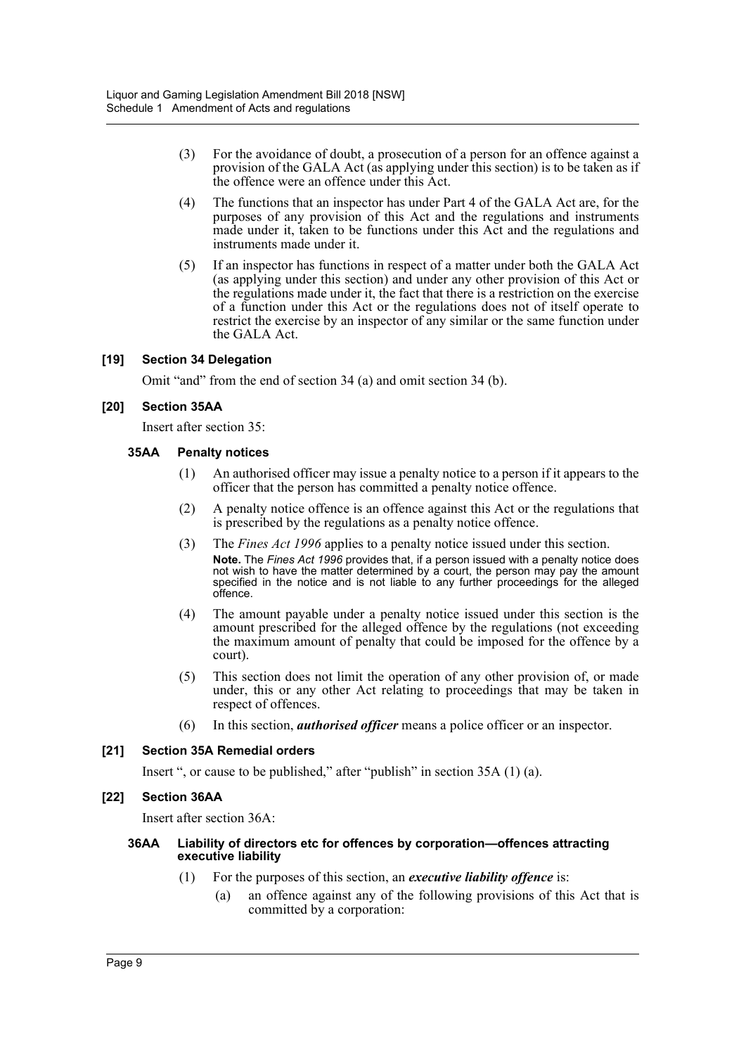(3) For the avoidance of doubt, a prosecution of a person for an offence against a provision of the GALA Act (as applying under this section) is to be taken as if the offence were an offence under this Act.

(4) The functions that an inspector has under Part 4 of the GALA Act are, for the purposes of any provision of this Act and the regulations and instruments made under it, taken to be functions under this Act and the regulations and instruments made under it.

(5) If an inspector has functions in respect of a matter under both the GALA Act (as applying under this section) and under any other provision of this Act or the regulations made under it, the fact that there is a restriction on the exercise of a function under this Act or the regulations does not of itself operate to restrict the exercise by an inspector of any similar or the same function under the GALA Act.

#### [19] Section 34 Delegation

Omit "and" from the end of section 34 (a) and omit section 34 (b).

#### [20] Section 35AA

Insert after section 35:

##### 35AA Penalty notices

(1) An authorised officer may issue a penalty notice to a person if it appears to the officer that the person has committed a penalty notice offence.

(2) A penalty notice offence is an offence against this Act or the regulations that is prescribed by the regulations as a penalty notice offence.

(3) The *Fines Act 1996* applies to a penalty notice issued under this section.

**Note.** The *Fines Act 1996* provides that, if a person issued with a penalty notice does not wish to have the matter determined by a court, the person may pay the amount specified in the notice and is not liable to any further proceedings for the alleged offence.

(4) The amount payable under a penalty notice issued under this section is the amount prescribed for the alleged offence by the regulations (not exceeding the maximum amount of penalty that could be imposed for the offence by a court).

(5) This section does not limit the operation of any other provision of, or made under, this or any other Act relating to proceedings that may be taken in respect of offences.

(6) In this section, ***authorised officer*** means a police officer or an inspector.

#### [21] Section 35A Remedial orders

Insert ", or cause to be published," after "publish" in section 35A (1) (a).

#### [22] Section 36AA

Insert after section 36A:

##### 36AA Liability of directors etc for offences by corporation—offences attracting executive liability

(1) For the purposes of this section, an ***executive liability offence*** is:

(a) an offence against any of the following provisions of this Act that is committed by a corporation: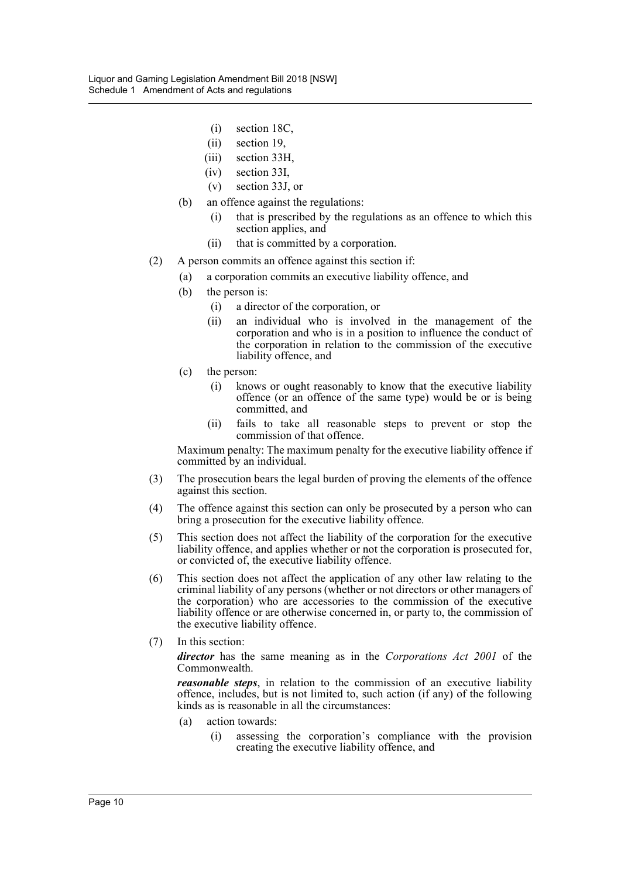(i) section 18C,

(ii) section 19,

(iii) section 33H,

(iv) section 33I,

(v) section 33J, or

(b) an offence against the regulations:

(i) that is prescribed by the regulations as an offence to which this section applies, and

(ii) that is committed by a corporation.

(2) A person commits an offence against this section if:

(a) a corporation commits an executive liability offence, and

(b) the person is:

(i) a director of the corporation, or

(ii) an individual who is involved in the management of the corporation and who is in a position to influence the conduct of the corporation in relation to the commission of the executive liability offence, and

(c) the person:

(i) knows or ought reasonably to know that the executive liability offence (or an offence of the same type) would be or is being committed, and

(ii) fails to take all reasonable steps to prevent or stop the commission of that offence.

Maximum penalty: The maximum penalty for the executive liability offence if committed by an individual.

(3) The prosecution bears the legal burden of proving the elements of the offence against this section.

(4) The offence against this section can only be prosecuted by a person who can bring a prosecution for the executive liability offence.

(5) This section does not affect the liability of the corporation for the executive liability offence, and applies whether or not the corporation is prosecuted for, or convicted of, the executive liability offence.

(6) This section does not affect the application of any other law relating to the criminal liability of any persons (whether or not directors or other managers of the corporation) who are accessories to the commission of the executive liability offence or are otherwise concerned in, or party to, the commission of the executive liability offence.

(7) In this section:

***director*** has the same meaning as in the *Corporations Act 2001* of the Commonwealth.

***reasonable steps***, in relation to the commission of an executive liability offence, includes, but is not limited to, such action (if any) of the following kinds as is reasonable in all the circumstances:

(a) action towards:

(i) assessing the corporation's compliance with the provision creating the executive liability offence, and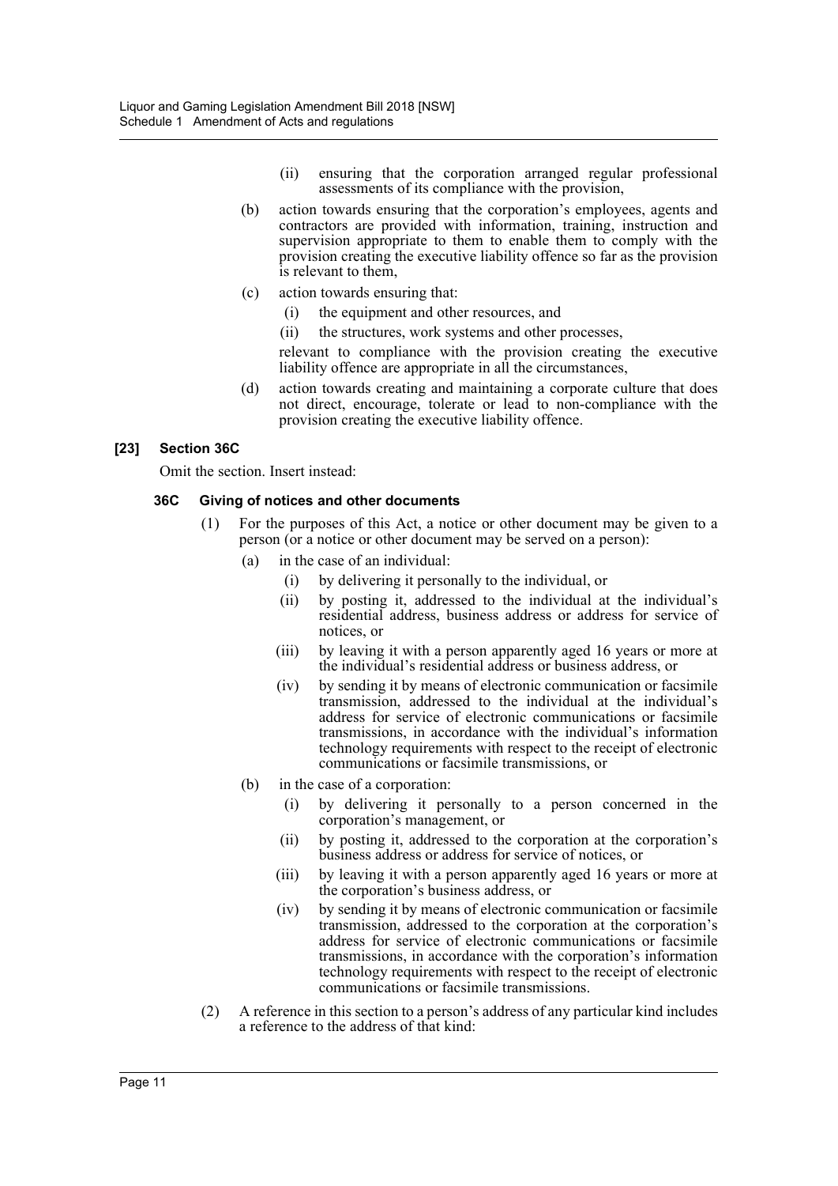(ii) ensuring that the corporation arranged regular professional assessments of its compliance with the provision,

(b) action towards ensuring that the corporation's employees, agents and contractors are provided with information, training, instruction and supervision appropriate to them to enable them to comply with the provision creating the executive liability offence so far as the provision is relevant to them,

(c) action towards ensuring that:

(i) the equipment and other resources, and

(ii) the structures, work systems and other processes,

relevant to compliance with the provision creating the executive liability offence are appropriate in all the circumstances,

(d) action towards creating and maintaining a corporate culture that does not direct, encourage, tolerate or lead to non-compliance with the provision creating the executive liability offence.

### [23] Section 36C

Omit the section. Insert instead:

#### 36C Giving of notices and other documents

(1) For the purposes of this Act, a notice or other document may be given to a person (or a notice or other document may be served on a person):

(a) in the case of an individual:

(i) by delivering it personally to the individual, or

(ii) by posting it, addressed to the individual at the individual's residential address, business address or address for service of notices, or

(iii) by leaving it with a person apparently aged 16 years or more at the individual's residential address or business address, or

(iv) by sending it by means of electronic communication or facsimile transmission, addressed to the individual at the individual's address for service of electronic communications or facsimile transmissions, in accordance with the individual's information technology requirements with respect to the receipt of electronic communications or facsimile transmissions, or

(b) in the case of a corporation:

(i) by delivering it personally to a person concerned in the corporation's management, or

(ii) by posting it, addressed to the corporation at the corporation's business address or address for service of notices, or

(iii) by leaving it with a person apparently aged 16 years or more at the corporation's business address, or

(iv) by sending it by means of electronic communication or facsimile transmission, addressed to the corporation at the corporation's address for service of electronic communications or facsimile transmissions, in accordance with the corporation's information technology requirements with respect to the receipt of electronic communications or facsimile transmissions.

(2) A reference in this section to a person's address of any particular kind includes a reference to the address of that kind: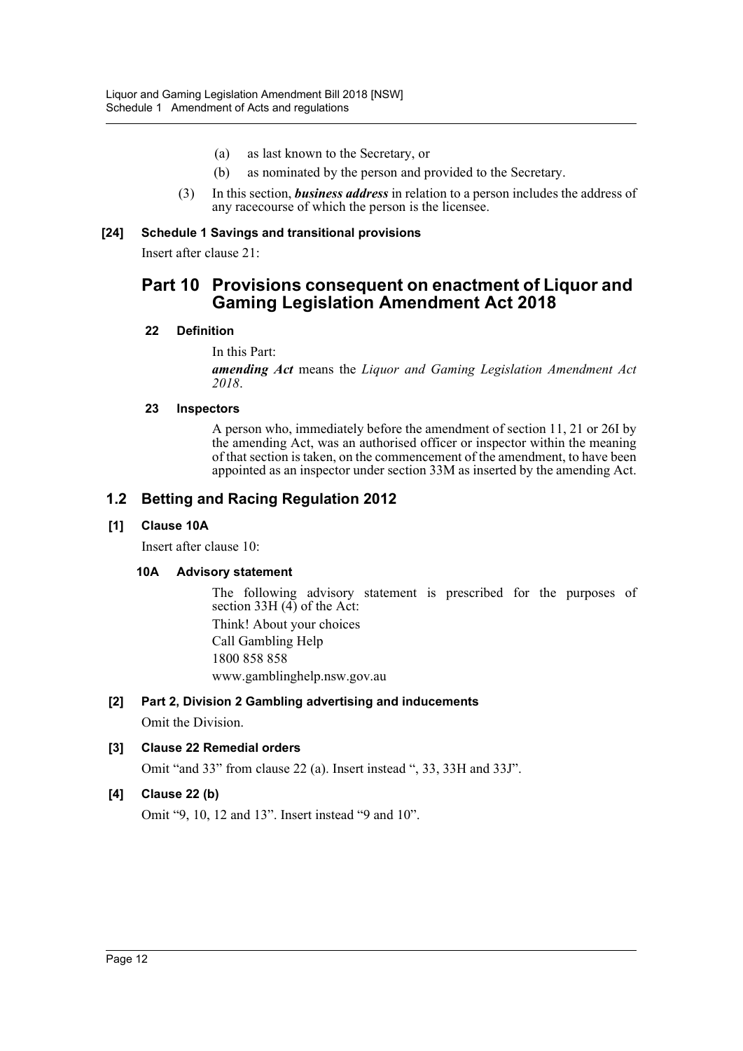(a) as last known to the Secretary, or

(b) as nominated by the person and provided to the Secretary.

(3) In this section, ***business address*** in relation to a person includes the address of any racecourse of which the person is the licensee.

**[24] Schedule 1 Savings and transitional provisions**

Insert after clause 21:

## Part 10 Provisions consequent on enactment of Liquor and Gaming Legislation Amendment Act 2018

**22 Definition**

In this Part:

***amending Act*** means the *Liquor and Gaming Legislation Amendment Act 2018*.

**23 Inspectors**

A person who, immediately before the amendment of section 11, 21 or 26I by the amending Act, was an authorised officer or inspector within the meaning of that section is taken, on the commencement of the amendment, to have been appointed as an inspector under section 33M as inserted by the amending Act.

## 1.2 Betting and Racing Regulation 2012

**[1] Clause 10A**

Insert after clause 10:

**10A Advisory statement**

The following advisory statement is prescribed for the purposes of section 33H (4) of the Act:

Think! About your choices

Call Gambling Help

1800 858 858

www.gamblinghelp.nsw.gov.au

**[2] Part 2, Division 2 Gambling advertising and inducements**

Omit the Division.

**[3] Clause 22 Remedial orders**

Omit "and 33" from clause 22 (a). Insert instead ", 33, 33H and 33J".

**[4] Clause 22 (b)**

Omit "9, 10, 12 and 13". Insert instead "9 and 10".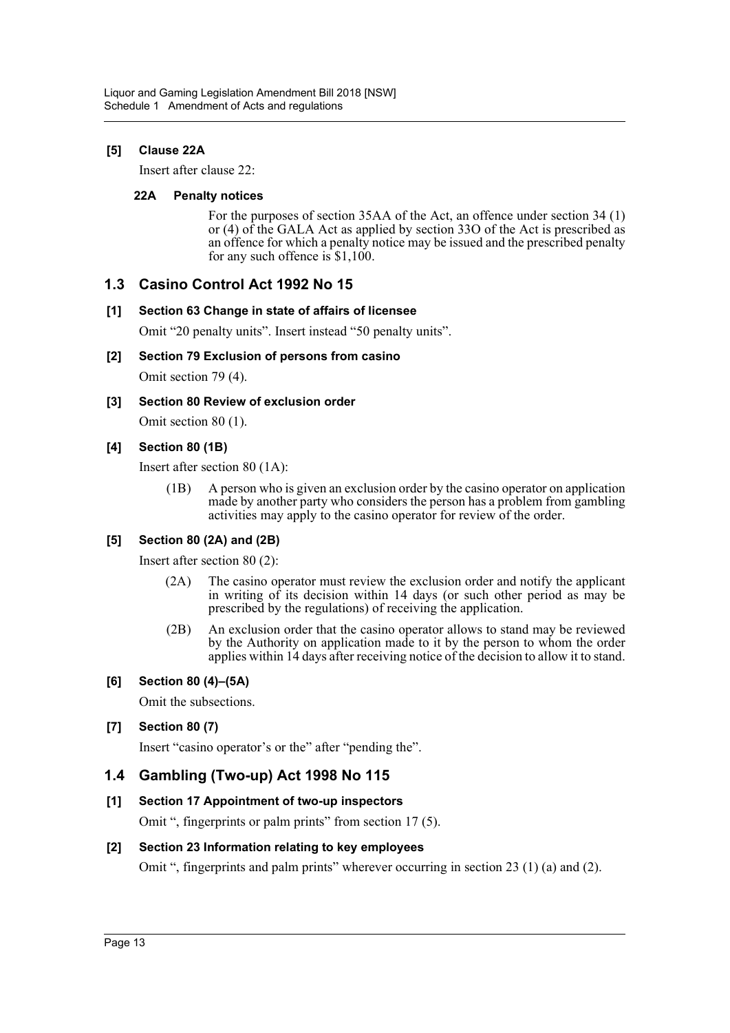**[5] Clause 22A**

Insert after clause 22:

**22A Penalty notices**

For the purposes of section 35AA of the Act, an offence under section 34 (1) or (4) of the GALA Act as applied by section 33O of the Act is prescribed as an offence for which a penalty notice may be issued and the prescribed penalty for any such offence is $1,100.

## 1.3 Casino Control Act 1992 No 15

**[1] Section 63 Change in state of affairs of licensee**

Omit "20 penalty units". Insert instead "50 penalty units".

**[2] Section 79 Exclusion of persons from casino**

Omit section 79 (4).

**[3] Section 80 Review of exclusion order**

Omit section 80 (1).

**[4] Section 80 (1B)**

Insert after section 80 (1A):

(1B) A person who is given an exclusion order by the casino operator on application made by another party who considers the person has a problem from gambling activities may apply to the casino operator for review of the order.

**[5] Section 80 (2A) and (2B)**

Insert after section 80 (2):

(2A) The casino operator must review the exclusion order and notify the applicant in writing of its decision within 14 days (or such other period as may be prescribed by the regulations) of receiving the application.

(2B) An exclusion order that the casino operator allows to stand may be reviewed by the Authority on application made to it by the person to whom the order applies within 14 days after receiving notice of the decision to allow it to stand.

**[6] Section 80 (4)–(5A)**

Omit the subsections.

**[7] Section 80 (7)**

Insert "casino operator's or the" after "pending the".

## 1.4 Gambling (Two-up) Act 1998 No 115

**[1] Section 17 Appointment of two-up inspectors**

Omit ", fingerprints or palm prints" from section 17 (5).

**[2] Section 23 Information relating to key employees**

Omit ", fingerprints and palm prints" wherever occurring in section 23 (1) (a) and (2).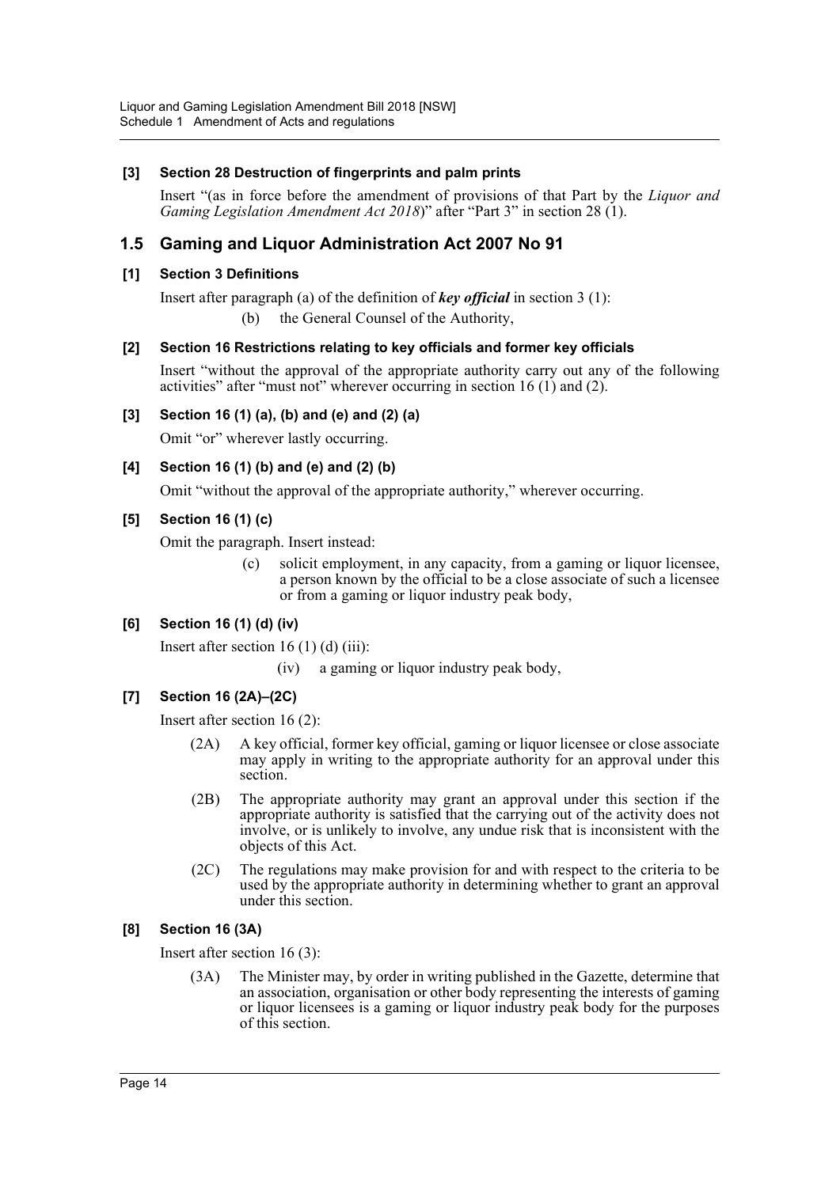### [3] Section 28 Destruction of fingerprints and palm prints

Insert "(as in force before the amendment of provisions of that Part by the *Liquor and Gaming Legislation Amendment Act 2018*)" after "Part 3" in section 28 (1).

## 1.5 Gaming and Liquor Administration Act 2007 No 91

### [1] Section 3 Definitions

Insert after paragraph (a) of the definition of ***key official*** in section 3 (1):

(b) the General Counsel of the Authority,

### [2] Section 16 Restrictions relating to key officials and former key officials

Insert "without the approval of the appropriate authority carry out any of the following activities" after "must not" wherever occurring in section 16 (1) and (2).

### [3] Section 16 (1) (a), (b) and (e) and (2) (a)

Omit "or" wherever lastly occurring.

### [4] Section 16 (1) (b) and (e) and (2) (b)

Omit "without the approval of the appropriate authority," wherever occurring.

### [5] Section 16 (1) (c)

Omit the paragraph. Insert instead:

(c) solicit employment, in any capacity, from a gaming or liquor licensee, a person known by the official to be a close associate of such a licensee or from a gaming or liquor industry peak body,

### [6] Section 16 (1) (d) (iv)

Insert after section 16 (1) (d) (iii):

(iv) a gaming or liquor industry peak body,

### [7] Section 16 (2A)–(2C)

Insert after section 16 (2):

(2A) A key official, former key official, gaming or liquor licensee or close associate may apply in writing to the appropriate authority for an approval under this section.

(2B) The appropriate authority may grant an approval under this section if the appropriate authority is satisfied that the carrying out of the activity does not involve, or is unlikely to involve, any undue risk that is inconsistent with the objects of this Act.

(2C) The regulations may make provision for and with respect to the criteria to be used by the appropriate authority in determining whether to grant an approval under this section.

### [8] Section 16 (3A)

Insert after section 16 (3):

(3A) The Minister may, by order in writing published in the Gazette, determine that an association, organisation or other body representing the interests of gaming or liquor licensees is a gaming or liquor industry peak body for the purposes of this section.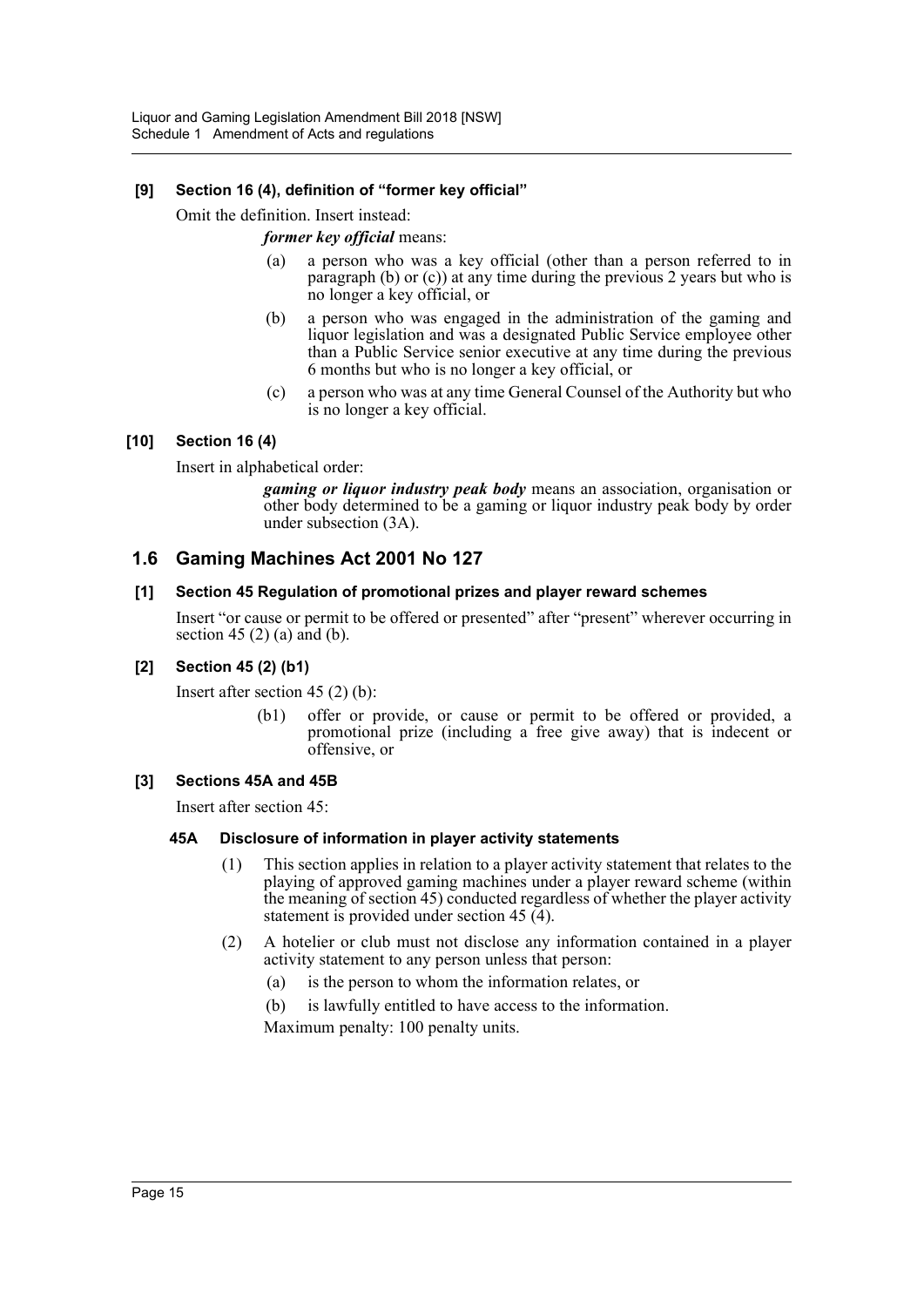**[9] Section 16 (4), definition of "former key official"**

Omit the definition. Insert instead:

***former key official*** means:

(a) a person who was a key official (other than a person referred to in paragraph (b) or (c)) at any time during the previous 2 years but who is no longer a key official, or

(b) a person who was engaged in the administration of the gaming and liquor legislation and was a designated Public Service employee other than a Public Service senior executive at any time during the previous 6 months but who is no longer a key official, or

(c) a person who was at any time General Counsel of the Authority but who is no longer a key official.

**[10] Section 16 (4)**

Insert in alphabetical order:

***gaming or liquor industry peak body*** means an association, organisation or other body determined to be a gaming or liquor industry peak body by order under subsection (3A).

## 1.6 Gaming Machines Act 2001 No 127

**[1] Section 45 Regulation of promotional prizes and player reward schemes**

Insert "or cause or permit to be offered or presented" after "present" wherever occurring in section 45 (2) (a) and (b).

**[2] Section 45 (2) (b1)**

Insert after section 45 (2) (b):

(b1) offer or provide, or cause or permit to be offered or provided, a promotional prize (including a free give away) that is indecent or offensive, or

**[3] Sections 45A and 45B**

Insert after section 45:

**45A Disclosure of information in player activity statements**

(1) This section applies in relation to a player activity statement that relates to the playing of approved gaming machines under a player reward scheme (within the meaning of section 45) conducted regardless of whether the player activity statement is provided under section 45 (4).

(2) A hotelier or club must not disclose any information contained in a player activity statement to any person unless that person:

(a) is the person to whom the information relates, or

(b) is lawfully entitled to have access to the information.

Maximum penalty: 100 penalty units.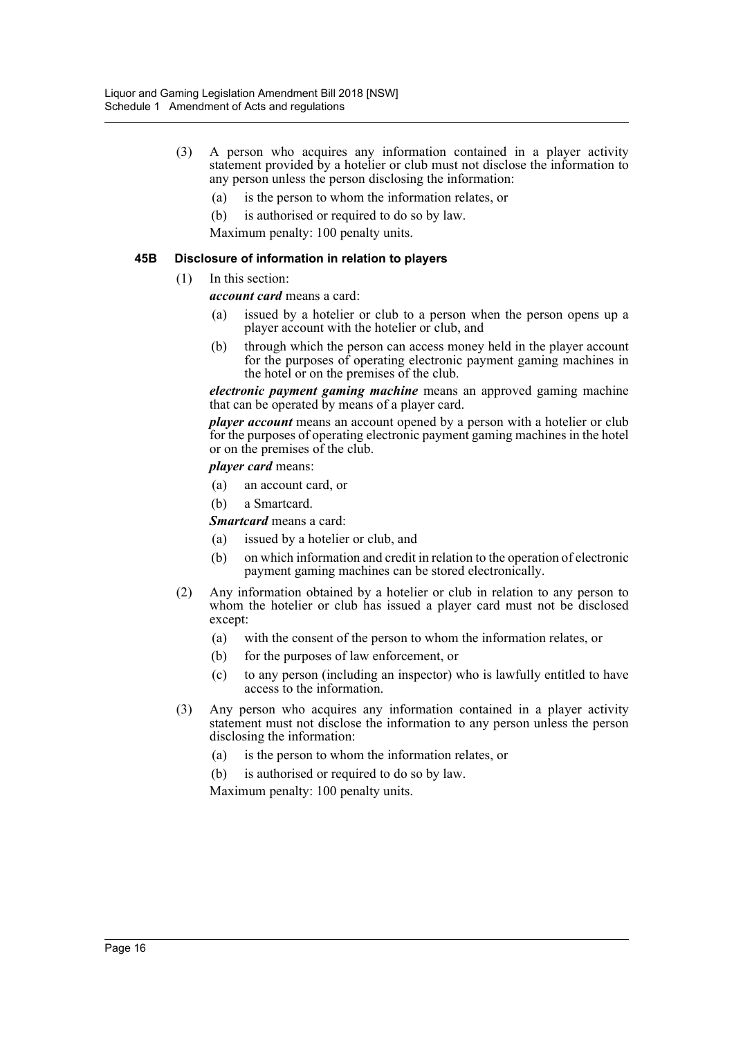(3) A person who acquires any information contained in a player activity statement provided by a hotelier or club must not disclose the information to any person unless the person disclosing the information:

(a) is the person to whom the information relates, or

(b) is authorised or required to do so by law.

Maximum penalty: 100 penalty units.

#### 45B Disclosure of information in relation to players

(1) In this section:

***account card*** means a card:

(a) issued by a hotelier or club to a person when the person opens up a player account with the hotelier or club, and

(b) through which the person can access money held in the player account for the purposes of operating electronic payment gaming machines in the hotel or on the premises of the club.

***electronic payment gaming machine*** means an approved gaming machine that can be operated by means of a player card.

***player account*** means an account opened by a person with a hotelier or club for the purposes of operating electronic payment gaming machines in the hotel or on the premises of the club.

***player card*** means:

(a) an account card, or

(b) a Smartcard.

***Smartcard*** means a card:

(a) issued by a hotelier or club, and

(b) on which information and credit in relation to the operation of electronic payment gaming machines can be stored electronically.

(2) Any information obtained by a hotelier or club in relation to any person to whom the hotelier or club has issued a player card must not be disclosed except:

(a) with the consent of the person to whom the information relates, or

(b) for the purposes of law enforcement, or

(c) to any person (including an inspector) who is lawfully entitled to have access to the information.

(3) Any person who acquires any information contained in a player activity statement must not disclose the information to any person unless the person disclosing the information:

(a) is the person to whom the information relates, or

(b) is authorised or required to do so by law.

Maximum penalty: 100 penalty units.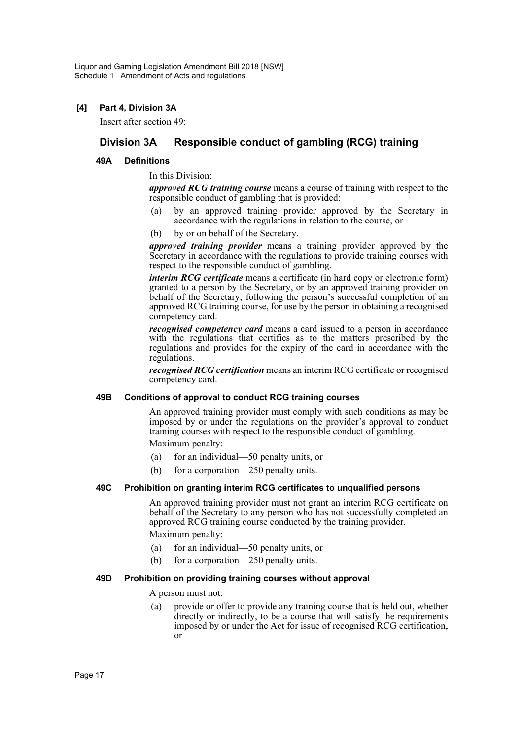**[4] Part 4, Division 3A**

Insert after section 49:

## Division 3A Responsible conduct of gambling (RCG) training

### 49A Definitions

In this Division:

***approved RCG training course*** means a course of training with respect to the responsible conduct of gambling that is provided:

- (a) by an approved training provider approved by the Secretary in accordance with the regulations in relation to the course, or
- (b) by or on behalf of the Secretary.

***approved training provider*** means a training provider approved by the Secretary in accordance with the regulations to provide training courses with respect to the responsible conduct of gambling.

***interim RCG certificate*** means a certificate (in hard copy or electronic form) granted to a person by the Secretary, or by an approved training provider on behalf of the Secretary, following the person's successful completion of an approved RCG training course, for use by the person in obtaining a recognised competency card.

***recognised competency card*** means a card issued to a person in accordance with the regulations that certifies as to the matters prescribed by the regulations and provides for the expiry of the card in accordance with the regulations.

***recognised RCG certification*** means an interim RCG certificate or recognised competency card.

### 49B Conditions of approval to conduct RCG training courses

An approved training provider must comply with such conditions as may be imposed by or under the regulations on the provider's approval to conduct training courses with respect to the responsible conduct of gambling.

Maximum penalty:

- (a) for an individual—50 penalty units, or
- (b) for a corporation—250 penalty units.

### 49C Prohibition on granting interim RCG certificates to unqualified persons

An approved training provider must not grant an interim RCG certificate on behalf of the Secretary to any person who has not successfully completed an approved RCG training course conducted by the training provider.

Maximum penalty:

- (a) for an individual—50 penalty units, or
- (b) for a corporation—250 penalty units.

### 49D Prohibition on providing training courses without approval

A person must not:

- (a) provide or offer to provide any training course that is held out, whether directly or indirectly, to be a course that will satisfy the requirements imposed by or under the Act for issue of recognised RCG certification, or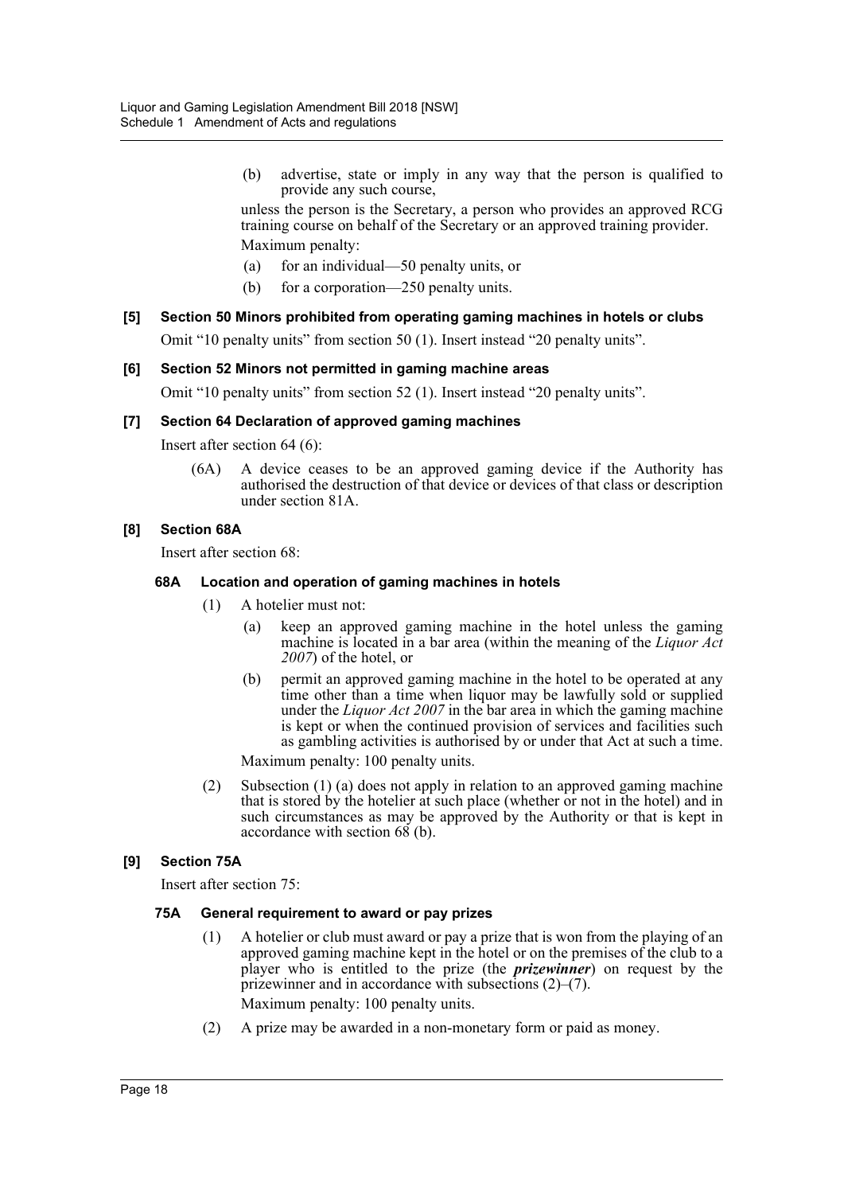(b) advertise, state or imply in any way that the person is qualified to provide any such course,

unless the person is the Secretary, a person who provides an approved RCG training course on behalf of the Secretary or an approved training provider.

Maximum penalty:

(a) for an individual—50 penalty units, or

(b) for a corporation—250 penalty units.

### [5] Section 50 Minors prohibited from operating gaming machines in hotels or clubs

Omit "10 penalty units" from section 50 (1). Insert instead "20 penalty units".

### [6] Section 52 Minors not permitted in gaming machine areas

Omit "10 penalty units" from section 52 (1). Insert instead "20 penalty units".

### [7] Section 64 Declaration of approved gaming machines

Insert after section 64 (6):

(6A) A device ceases to be an approved gaming device if the Authority has authorised the destruction of that device or devices of that class or description under section 81A.

### [8] Section 68A

Insert after section 68:

#### 68A Location and operation of gaming machines in hotels

(1) A hotelier must not:

(a) keep an approved gaming machine in the hotel unless the gaming machine is located in a bar area (within the meaning of the *Liquor Act 2007*) of the hotel, or

(b) permit an approved gaming machine in the hotel to be operated at any time other than a time when liquor may be lawfully sold or supplied under the *Liquor Act 2007* in the bar area in which the gaming machine is kept or when the continued provision of services and facilities such as gambling activities is authorised by or under that Act at such a time.

Maximum penalty: 100 penalty units.

(2) Subsection (1) (a) does not apply in relation to an approved gaming machine that is stored by the hotelier at such place (whether or not in the hotel) and in such circumstances as may be approved by the Authority or that is kept in accordance with section 68 (b).

### [9] Section 75A

Insert after section 75:

#### 75A General requirement to award or pay prizes

(1) A hotelier or club must award or pay a prize that is won from the playing of an approved gaming machine kept in the hotel or on the premises of the club to a player who is entitled to the prize (the ***prizewinner***) on request by the prizewinner and in accordance with subsections (2)–(7).

Maximum penalty: 100 penalty units.

(2) A prize may be awarded in a non-monetary form or paid as money.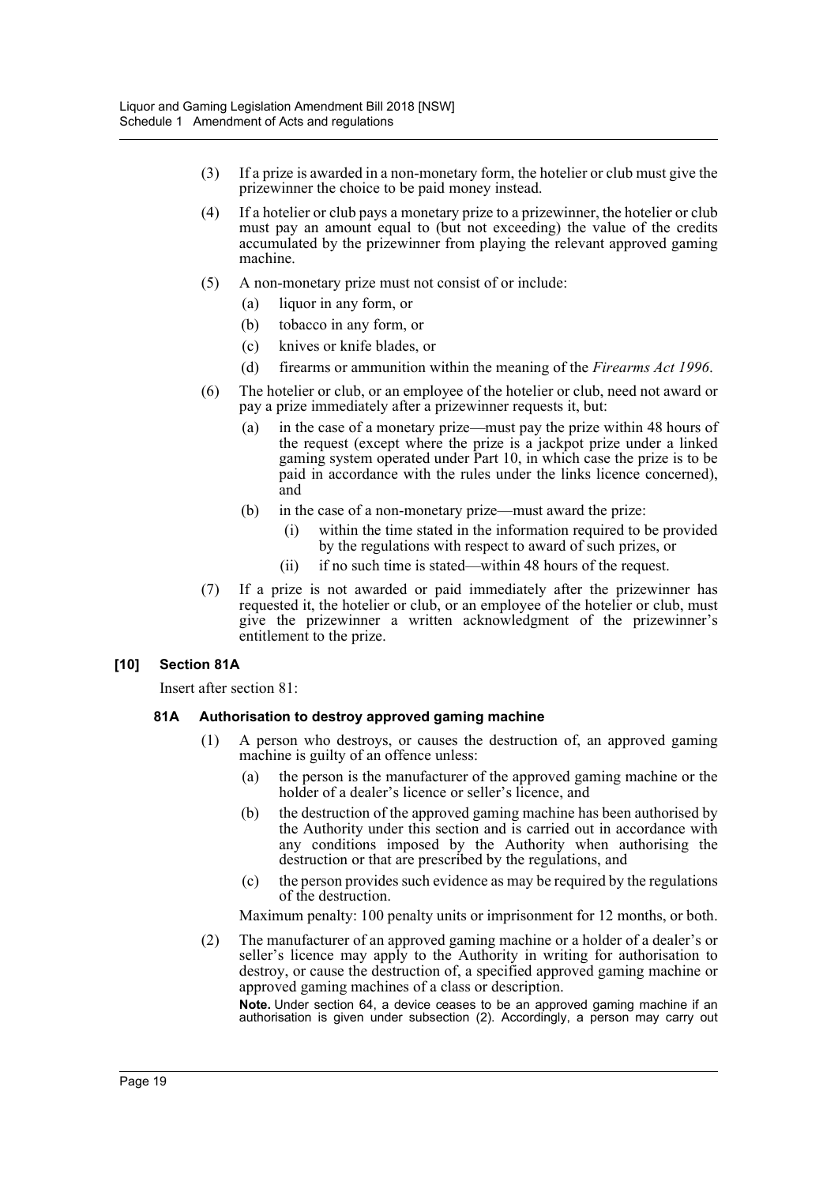(3) If a prize is awarded in a non-monetary form, the hotelier or club must give the prizewinner the choice to be paid money instead.

(4) If a hotelier or club pays a monetary prize to a prizewinner, the hotelier or club must pay an amount equal to (but not exceeding) the value of the credits accumulated by the prizewinner from playing the relevant approved gaming machine.

(5) A non-monetary prize must not consist of or include:

(a) liquor in any form, or

(b) tobacco in any form, or

(c) knives or knife blades, or

(d) firearms or ammunition within the meaning of the *Firearms Act 1996*.

(6) The hotelier or club, or an employee of the hotelier or club, need not award or pay a prize immediately after a prizewinner requests it, but:

(a) in the case of a monetary prize—must pay the prize within 48 hours of the request (except where the prize is a jackpot prize under a linked gaming system operated under Part 10, in which case the prize is to be paid in accordance with the rules under the links licence concerned), and

(b) in the case of a non-monetary prize—must award the prize:

(i) within the time stated in the information required to be provided by the regulations with respect to award of such prizes, or

(ii) if no such time is stated—within 48 hours of the request.

(7) If a prize is not awarded or paid immediately after the prizewinner has requested it, the hotelier or club, or an employee of the hotelier or club, must give the prizewinner a written acknowledgment of the prizewinner's entitlement to the prize.

### [10] Section 81A

Insert after section 81:

#### 81A Authorisation to destroy approved gaming machine

(1) A person who destroys, or causes the destruction of, an approved gaming machine is guilty of an offence unless:

(a) the person is the manufacturer of the approved gaming machine or the holder of a dealer's licence or seller's licence, and

(b) the destruction of the approved gaming machine has been authorised by the Authority under this section and is carried out in accordance with any conditions imposed by the Authority when authorising the destruction or that are prescribed by the regulations, and

(c) the person provides such evidence as may be required by the regulations of the destruction.

Maximum penalty: 100 penalty units or imprisonment for 12 months, or both.

(2) The manufacturer of an approved gaming machine or a holder of a dealer's or seller's licence may apply to the Authority in writing for authorisation to destroy, or cause the destruction of, a specified approved gaming machine or approved gaming machines of a class or description.

**Note.** Under section 64, a device ceases to be an approved gaming machine if an authorisation is given under subsection (2). Accordingly, a person may carry out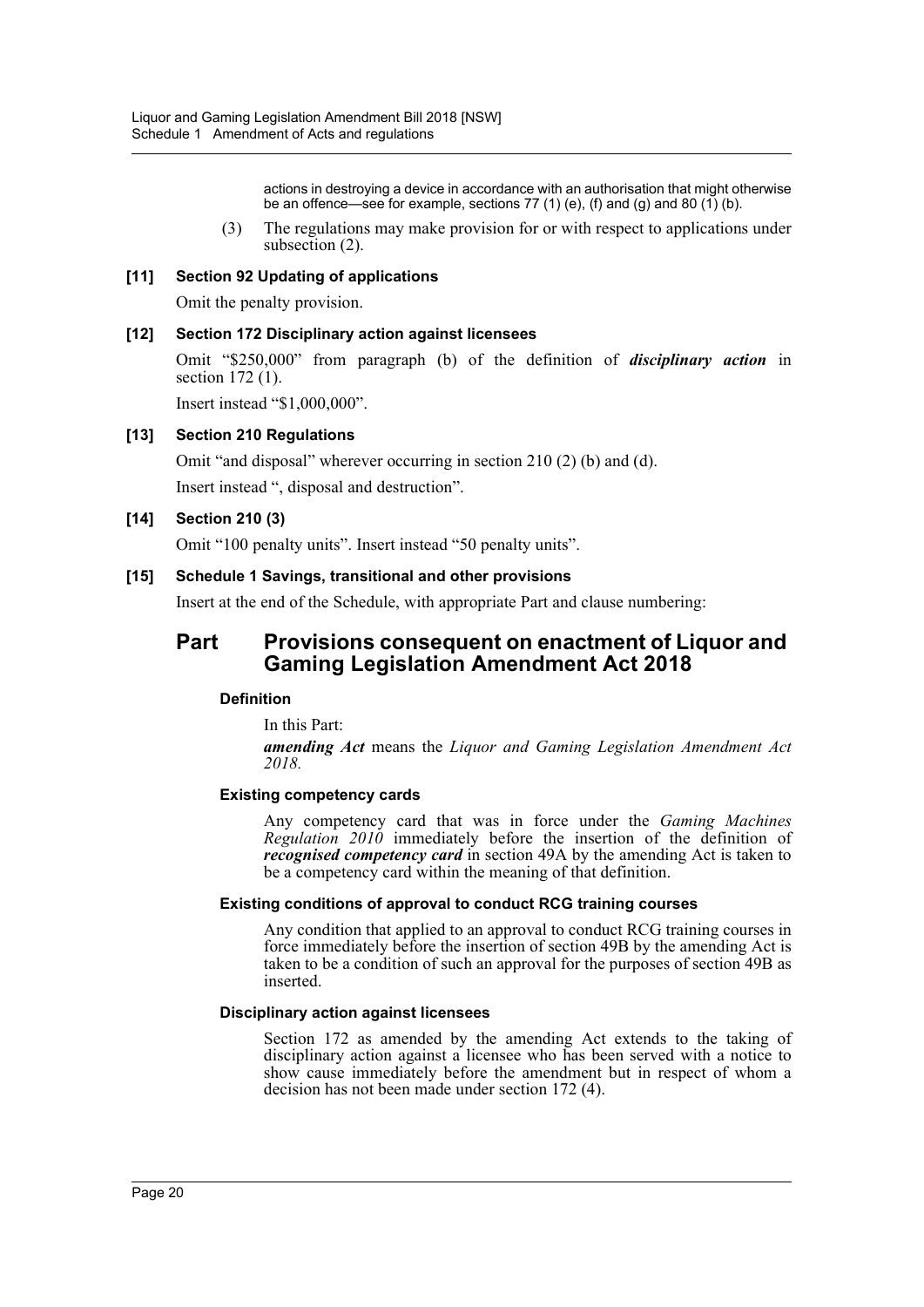actions in destroying a device in accordance with an authorisation that might otherwise be an offence—see for example, sections 77 (1) (e), (f) and (g) and 80 (1) (b).

(3) The regulations may make provision for or with respect to applications under subsection (2).

### [11] Section 92 Updating of applications

Omit the penalty provision.

### [12] Section 172 Disciplinary action against licensees

Omit "$250,000" from paragraph (b) of the definition of ***disciplinary action*** in section 172 (1).

Insert instead "$1,000,000".

### [13] Section 210 Regulations

Omit "and disposal" wherever occurring in section 210 (2) (b) and (d).

Insert instead ", disposal and destruction".

### [14] Section 210 (3)

Omit "100 penalty units". Insert instead "50 penalty units".

### [15] Schedule 1 Savings, transitional and other provisions

Insert at the end of the Schedule, with appropriate Part and clause numbering:

## Part Provisions consequent on enactment of Liquor and Gaming Legislation Amendment Act 2018

#### Definition

In this Part:

***amending Act*** means the *Liquor and Gaming Legislation Amendment Act 2018*.

#### Existing competency cards

Any competency card that was in force under the *Gaming Machines Regulation 2010* immediately before the insertion of the definition of ***recognised competency card*** in section 49A by the amending Act is taken to be a competency card within the meaning of that definition.

#### Existing conditions of approval to conduct RCG training courses

Any condition that applied to an approval to conduct RCG training courses in force immediately before the insertion of section 49B by the amending Act is taken to be a condition of such an approval for the purposes of section 49B as inserted.

#### Disciplinary action against licensees

Section 172 as amended by the amending Act extends to the taking of disciplinary action against a licensee who has been served with a notice to show cause immediately before the amendment but in respect of whom a decision has not been made under section 172 (4).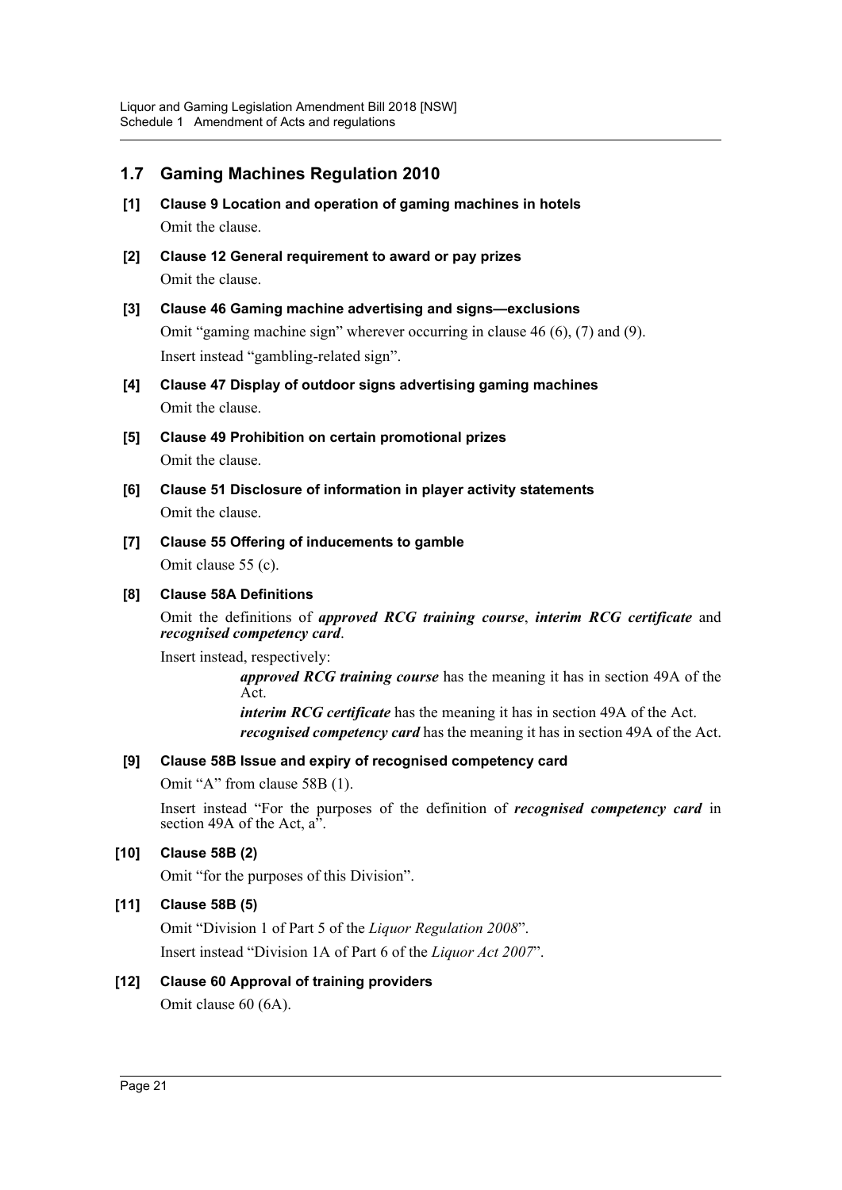## 1.7 Gaming Machines Regulation 2010

**[1] Clause 9 Location and operation of gaming machines in hotels**

Omit the clause.

**[2] Clause 12 General requirement to award or pay prizes**

Omit the clause.

**[3] Clause 46 Gaming machine advertising and signs—exclusions**

Omit "gaming machine sign" wherever occurring in clause 46 (6), (7) and (9).

Insert instead "gambling-related sign".

**[4] Clause 47 Display of outdoor signs advertising gaming machines**

Omit the clause.

**[5] Clause 49 Prohibition on certain promotional prizes**

Omit the clause.

**[6] Clause 51 Disclosure of information in player activity statements**

Omit the clause.

**[7] Clause 55 Offering of inducements to gamble**

Omit clause 55 (c).

**[8] Clause 58A Definitions**

Omit the definitions of ***approved RCG training course***, ***interim RCG certificate*** and ***recognised competency card***.

Insert instead, respectively:

> ***approved RCG training course*** has the meaning it has in section 49A of the Act.
>
> ***interim RCG certificate*** has the meaning it has in section 49A of the Act.
>
> ***recognised competency card*** has the meaning it has in section 49A of the Act.

**[9] Clause 58B Issue and expiry of recognised competency card**

Omit "A" from clause 58B (1).

Insert instead "For the purposes of the definition of ***recognised competency card*** in section 49A of the Act, a".

**[10] Clause 58B (2)**

Omit "for the purposes of this Division".

**[11] Clause 58B (5)**

Omit "Division 1 of Part 5 of the *Liquor Regulation 2008*".

Insert instead "Division 1A of Part 6 of the *Liquor Act 2007*".

**[12] Clause 60 Approval of training providers**

Omit clause 60 (6A).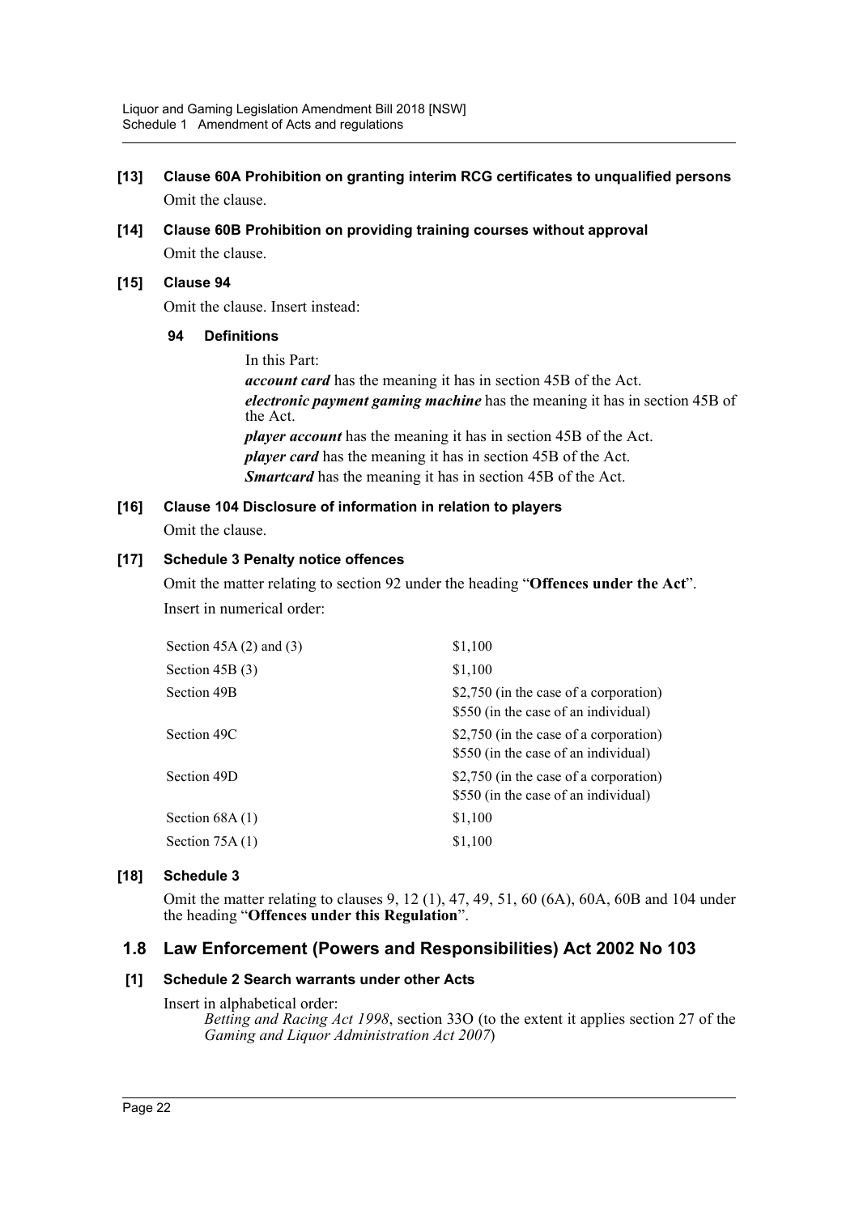**[13] Clause 60A Prohibition on granting interim RCG certificates to unqualified persons**

Omit the clause.

**[14] Clause 60B Prohibition on providing training courses without approval**

Omit the clause.

**[15] Clause 94**

Omit the clause. Insert instead:

**94 Definitions**

In this Part:

***account card*** has the meaning it has in section 45B of the Act.

***electronic payment gaming machine*** has the meaning it has in section 45B of the Act.

***player account*** has the meaning it has in section 45B of the Act.

***player card*** has the meaning it has in section 45B of the Act.

***Smartcard*** has the meaning it has in section 45B of the Act.

**[16] Clause 104 Disclosure of information in relation to players**

Omit the clause.

**[17] Schedule 3 Penalty notice offences**

Omit the matter relating to section 92 under the heading "**Offences under the Act**".

Insert in numerical order:

| | |
|---|---|
| Section 45A (2) and (3) | $1,100 |
| Section 45B (3) | $1,100 |
| Section 49B | $2,750 (in the case of a corporation) $550 (in the case of an individual) |
| Section 49C | $2,750 (in the case of a corporation) $550 (in the case of an individual) |
| Section 49D | $2,750 (in the case of a corporation) $550 (in the case of an individual) |
| Section 68A (1) | $1,100 |
| Section 75A (1) | $1,100 |

**[18] Schedule 3**

Omit the matter relating to clauses 9, 12 (1), 47, 49, 51, 60 (6A), 60A, 60B and 104 under the heading "**Offences under this Regulation**".

## 1.8 Law Enforcement (Powers and Responsibilities) Act 2002 No 103

**[1] Schedule 2 Search warrants under other Acts**

Insert in alphabetical order:

*Betting and Racing Act 1998*, section 33O (to the extent it applies section 27 of the *Gaming and Liquor Administration Act 2007*)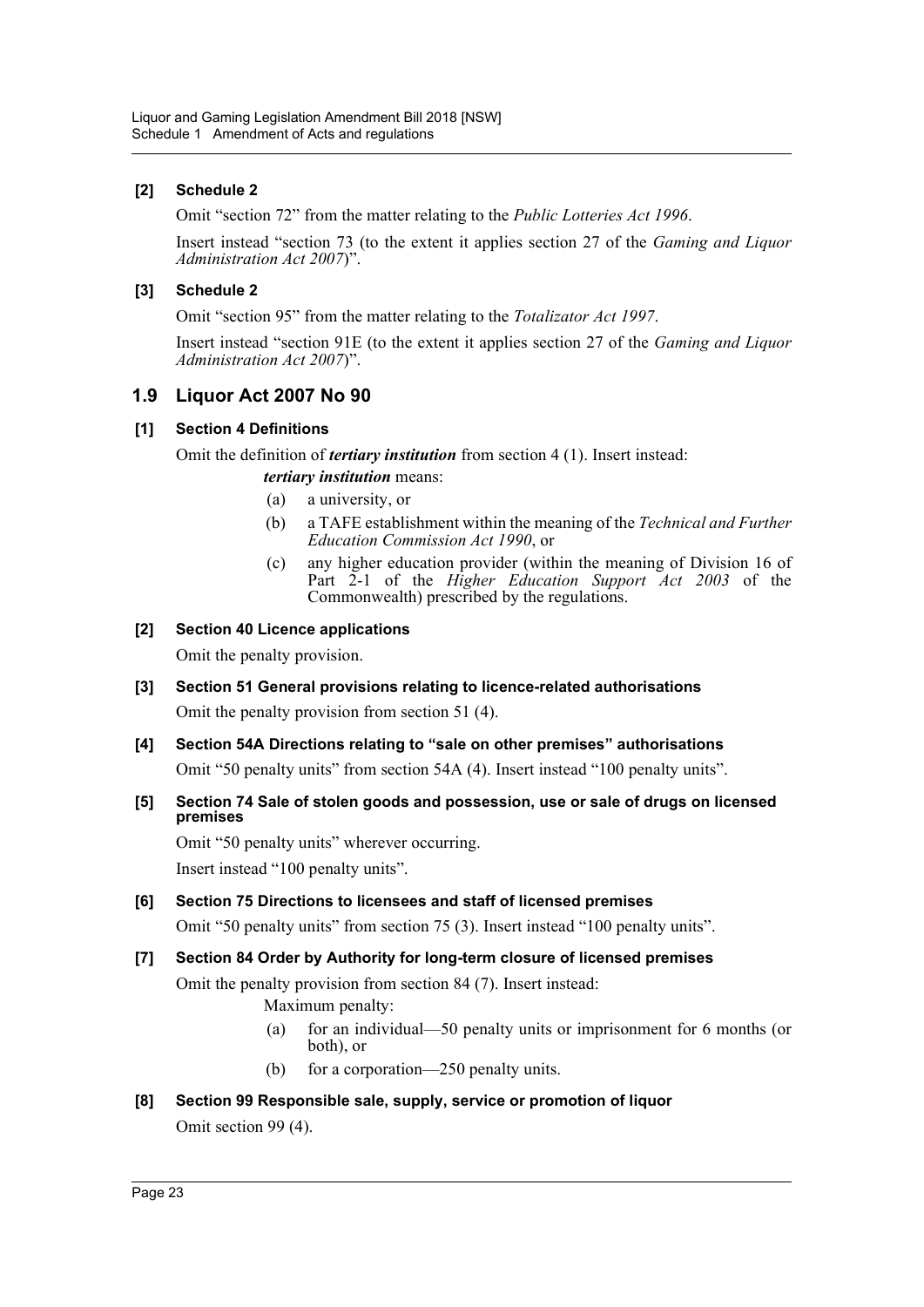### [2] Schedule 2

Omit "section 72" from the matter relating to the *Public Lotteries Act 1996*.

Insert instead "section 73 (to the extent it applies section 27 of the *Gaming and Liquor Administration Act 2007*)".

### [3] Schedule 2

Omit "section 95" from the matter relating to the *Totalizator Act 1997*.

Insert instead "section 91E (to the extent it applies section 27 of the *Gaming and Liquor Administration Act 2007*)".

## 1.9 Liquor Act 2007 No 90

### [1] Section 4 Definitions

Omit the definition of ***tertiary institution*** from section 4 (1). Insert instead:

***tertiary institution*** means:

(a) a university, or

(b) a TAFE establishment within the meaning of the *Technical and Further Education Commission Act 1990*, or

(c) any higher education provider (within the meaning of Division 16 of Part 2-1 of the *Higher Education Support Act 2003* of the Commonwealth) prescribed by the regulations.

### [2] Section 40 Licence applications

Omit the penalty provision.

### [3] Section 51 General provisions relating to licence-related authorisations

Omit the penalty provision from section 51 (4).

### [4] Section 54A Directions relating to "sale on other premises" authorisations

Omit "50 penalty units" from section 54A (4). Insert instead "100 penalty units".

### [5] Section 74 Sale of stolen goods and possession, use or sale of drugs on licensed premises

Omit "50 penalty units" wherever occurring.

Insert instead "100 penalty units".

### [6] Section 75 Directions to licensees and staff of licensed premises

Omit "50 penalty units" from section 75 (3). Insert instead "100 penalty units".

### [7] Section 84 Order by Authority for long-term closure of licensed premises

Omit the penalty provision from section 84 (7). Insert instead:

Maximum penalty:

(a) for an individual—50 penalty units or imprisonment for 6 months (or both), or

(b) for a corporation—250 penalty units.

### [8] Section 99 Responsible sale, supply, service or promotion of liquor

Omit section 99 (4).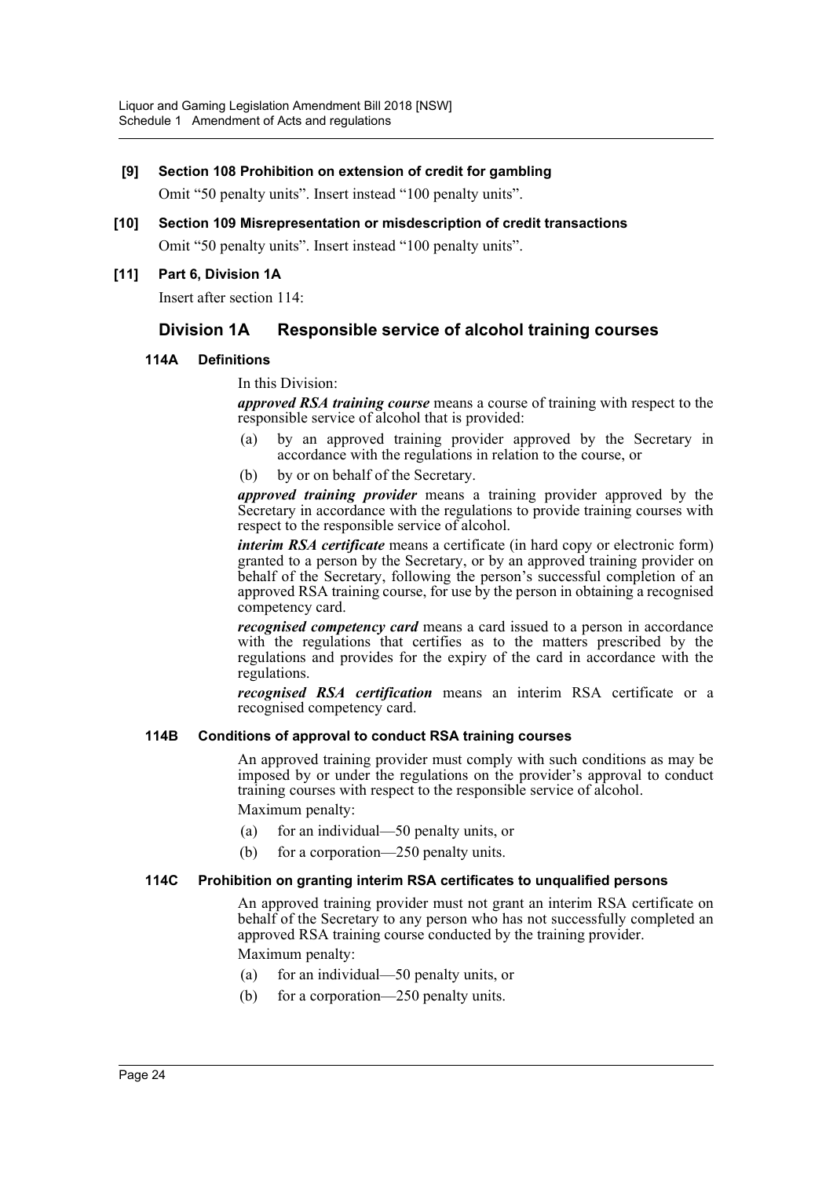**[9] Section 108 Prohibition on extension of credit for gambling**

Omit "50 penalty units". Insert instead "100 penalty units".

**[10] Section 109 Misrepresentation or misdescription of credit transactions**

Omit "50 penalty units". Insert instead "100 penalty units".

**[11] Part 6, Division 1A**

Insert after section 114:

## Division 1A Responsible service of alcohol training courses

### 114A Definitions

In this Division:

***approved RSA training course*** means a course of training with respect to the responsible service of alcohol that is provided:

- (a) by an approved training provider approved by the Secretary in accordance with the regulations in relation to the course, or
- (b) by or on behalf of the Secretary.

***approved training provider*** means a training provider approved by the Secretary in accordance with the regulations to provide training courses with respect to the responsible service of alcohol.

***interim RSA certificate*** means a certificate (in hard copy or electronic form) granted to a person by the Secretary, or by an approved training provider on behalf of the Secretary, following the person's successful completion of an approved RSA training course, for use by the person in obtaining a recognised competency card.

***recognised competency card*** means a card issued to a person in accordance with the regulations that certifies as to the matters prescribed by the regulations and provides for the expiry of the card in accordance with the regulations.

***recognised RSA certification*** means an interim RSA certificate or a recognised competency card.

### 114B Conditions of approval to conduct RSA training courses

An approved training provider must comply with such conditions as may be imposed by or under the regulations on the provider's approval to conduct training courses with respect to the responsible service of alcohol.

Maximum penalty:

- (a) for an individual—50 penalty units, or
- (b) for a corporation—250 penalty units.

### 114C Prohibition on granting interim RSA certificates to unqualified persons

An approved training provider must not grant an interim RSA certificate on behalf of the Secretary to any person who has not successfully completed an approved RSA training course conducted by the training provider.

Maximum penalty:

- (a) for an individual—50 penalty units, or
- (b) for a corporation—250 penalty units.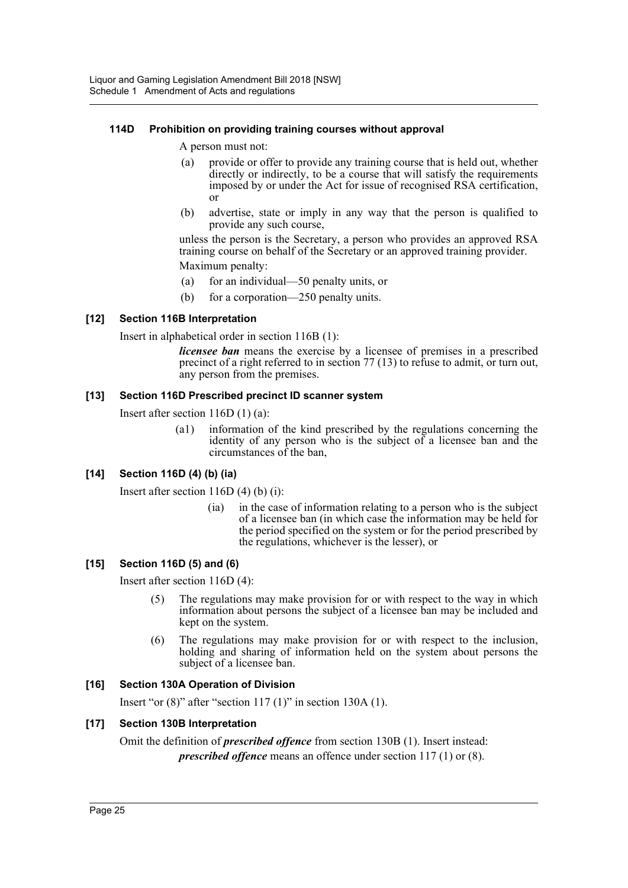#### 114D Prohibition on providing training courses without approval

A person must not:

(a) provide or offer to provide any training course that is held out, whether directly or indirectly, to be a course that will satisfy the requirements imposed by or under the Act for issue of recognised RSA certification, or

(b) advertise, state or imply in any way that the person is qualified to provide any such course,

unless the person is the Secretary, a person who provides an approved RSA training course on behalf of the Secretary or an approved training provider.

Maximum penalty:

(a) for an individual—50 penalty units, or

(b) for a corporation—250 penalty units.

#### [12] Section 116B Interpretation

Insert in alphabetical order in section 116B (1):

> ***licensee ban*** means the exercise by a licensee of premises in a prescribed precinct of a right referred to in section 77 (13) to refuse to admit, or turn out, any person from the premises.

#### [13] Section 116D Prescribed precinct ID scanner system

Insert after section 116D (1) (a):

> (a1) information of the kind prescribed by the regulations concerning the identity of any person who is the subject of a licensee ban and the circumstances of the ban,

#### [14] Section 116D (4) (b) (ia)

Insert after section 116D (4) (b) (i):

> (ia) in the case of information relating to a person who is the subject of a licensee ban (in which case the information may be held for the period specified on the system or for the period prescribed by the regulations, whichever is the lesser), or

#### [15] Section 116D (5) and (6)

Insert after section 116D (4):

> (5) The regulations may make provision for or with respect to the way in which information about persons the subject of a licensee ban may be included and kept on the system.
>
> (6) The regulations may make provision for or with respect to the inclusion, holding and sharing of information held on the system about persons the subject of a licensee ban.

#### [16] Section 130A Operation of Division

Insert "or (8)" after "section 117 (1)" in section 130A (1).

#### [17] Section 130B Interpretation

Omit the definition of ***prescribed offence*** from section 130B (1). Insert instead:

> ***prescribed offence*** means an offence under section 117 (1) or (8).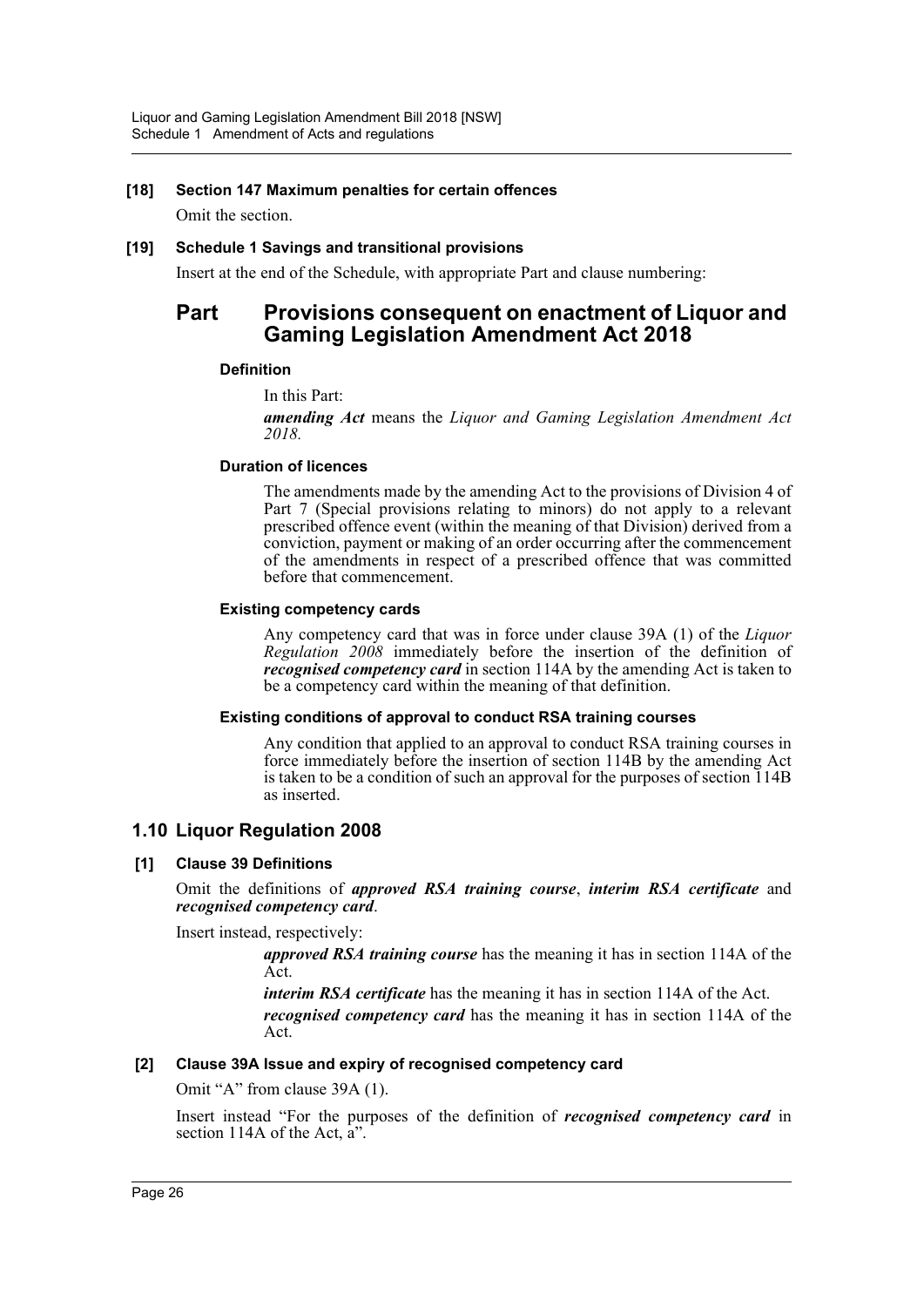**[18] Section 147 Maximum penalties for certain offences**

Omit the section.

**[19] Schedule 1 Savings and transitional provisions**

Insert at the end of the Schedule, with appropriate Part and clause numbering:

## Part Provisions consequent on enactment of Liquor and Gaming Legislation Amendment Act 2018

**Definition**

In this Part:

***amending Act*** means the *Liquor and Gaming Legislation Amendment Act 2018*.

**Duration of licences**

The amendments made by the amending Act to the provisions of Division 4 of Part 7 (Special provisions relating to minors) do not apply to a relevant prescribed offence event (within the meaning of that Division) derived from a conviction, payment or making of an order occurring after the commencement of the amendments in respect of a prescribed offence that was committed before that commencement.

**Existing competency cards**

Any competency card that was in force under clause 39A (1) of the *Liquor Regulation 2008* immediately before the insertion of the definition of ***recognised competency card*** in section 114A by the amending Act is taken to be a competency card within the meaning of that definition.

**Existing conditions of approval to conduct RSA training courses**

Any condition that applied to an approval to conduct RSA training courses in force immediately before the insertion of section 114B by the amending Act is taken to be a condition of such an approval for the purposes of section 114B as inserted.

## 1.10 Liquor Regulation 2008

**[1] Clause 39 Definitions**

Omit the definitions of ***approved RSA training course***, ***interim RSA certificate*** and ***recognised competency card***.

Insert instead, respectively:

***approved RSA training course*** has the meaning it has in section 114A of the Act.

***interim RSA certificate*** has the meaning it has in section 114A of the Act.

***recognised competency card*** has the meaning it has in section 114A of the Act.

**[2] Clause 39A Issue and expiry of recognised competency card**

Omit "A" from clause 39A (1).

Insert instead "For the purposes of the definition of ***recognised competency card*** in section 114A of the Act, a".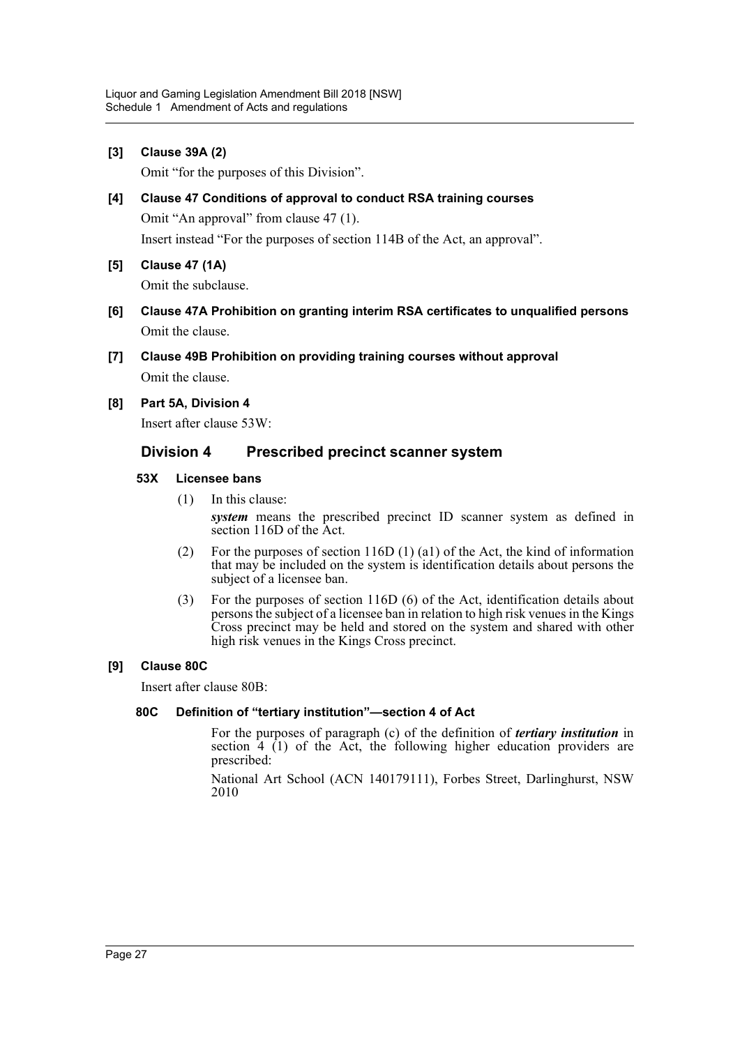**[3] Clause 39A (2)**

Omit "for the purposes of this Division".

**[4] Clause 47 Conditions of approval to conduct RSA training courses**

Omit "An approval" from clause 47 (1).

Insert instead "For the purposes of section 114B of the Act, an approval".

**[5] Clause 47 (1A)**

Omit the subclause.

**[6] Clause 47A Prohibition on granting interim RSA certificates to unqualified persons**

Omit the clause.

**[7] Clause 49B Prohibition on providing training courses without approval**

Omit the clause.

**[8] Part 5A, Division 4**

Insert after clause 53W:

## Division 4 Prescribed precinct scanner system

### 53X Licensee bans

(1) In this clause:

***system*** means the prescribed precinct ID scanner system as defined in section 116D of the Act.

(2) For the purposes of section 116D (1) (a1) of the Act, the kind of information that may be included on the system is identification details about persons the subject of a licensee ban.

(3) For the purposes of section 116D (6) of the Act, identification details about persons the subject of a licensee ban in relation to high risk venues in the Kings Cross precinct may be held and stored on the system and shared with other high risk venues in the Kings Cross precinct.

**[9] Clause 80C**

Insert after clause 80B:

### 80C Definition of "tertiary institution"—section 4 of Act

For the purposes of paragraph (c) of the definition of ***tertiary institution*** in section 4 (1) of the Act, the following higher education providers are prescribed:

National Art School (ACN 140179111), Forbes Street, Darlinghurst, NSW 2010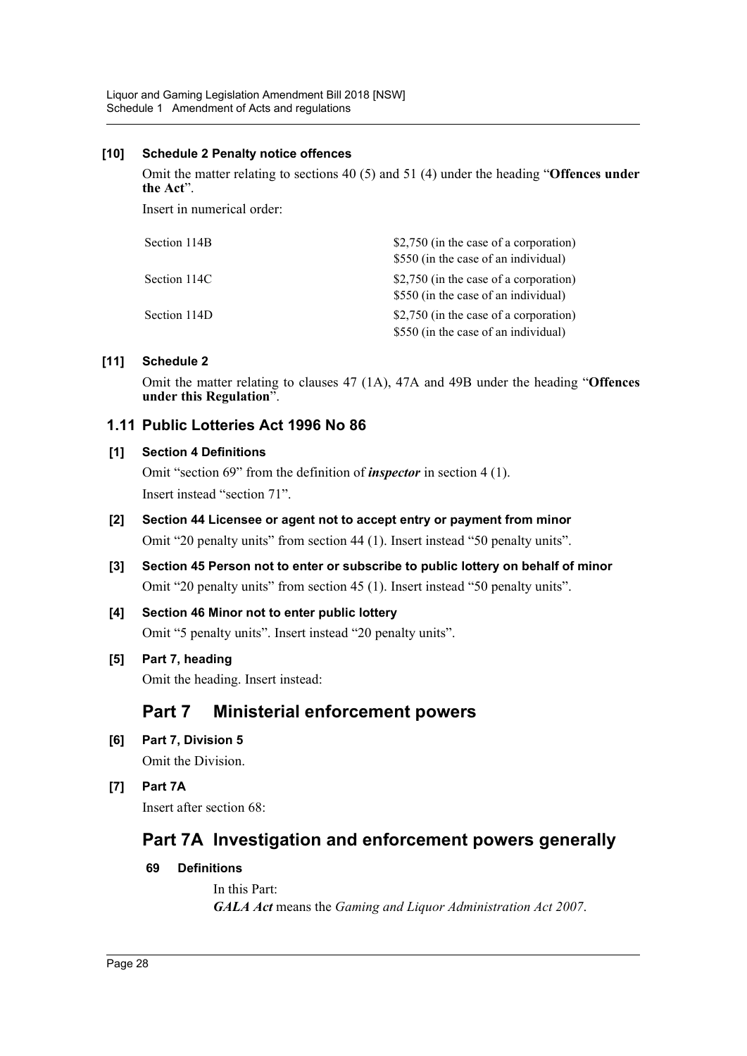**[10] Schedule 2 Penalty notice offences**

Omit the matter relating to sections 40 (5) and 51 (4) under the heading "**Offences under the Act**".

Insert in numerical order:

| | |
|---|---|
| Section 114B | \$2,750 (in the case of a corporation) \$550 (in the case of an individual) |
| Section 114C | \$2,750 (in the case of a corporation) \$550 (in the case of an individual) |
| Section 114D | \$2,750 (in the case of a corporation) \$550 (in the case of an individual) |

**[11] Schedule 2**

Omit the matter relating to clauses 47 (1A), 47A and 49B under the heading "**Offences under this Regulation**".

## 1.11 Public Lotteries Act 1996 No 86

**[1] Section 4 Definitions**

Omit "section 69" from the definition of ***inspector*** in section 4 (1).

Insert instead "section 71".

**[2] Section 44 Licensee or agent not to accept entry or payment from minor**

Omit "20 penalty units" from section 44 (1). Insert instead "50 penalty units".

**[3] Section 45 Person not to enter or subscribe to public lottery on behalf of minor**

Omit "20 penalty units" from section 45 (1). Insert instead "50 penalty units".

**[4] Section 46 Minor not to enter public lottery**

Omit "5 penalty units". Insert instead "20 penalty units".

**[5] Part 7, heading**

Omit the heading. Insert instead:

## Part 7 Ministerial enforcement powers

**[6] Part 7, Division 5**

Omit the Division.

**[7] Part 7A**

Insert after section 68:

## Part 7A Investigation and enforcement powers generally

**69 Definitions**

In this Part:

***GALA Act*** means the *Gaming and Liquor Administration Act 2007*.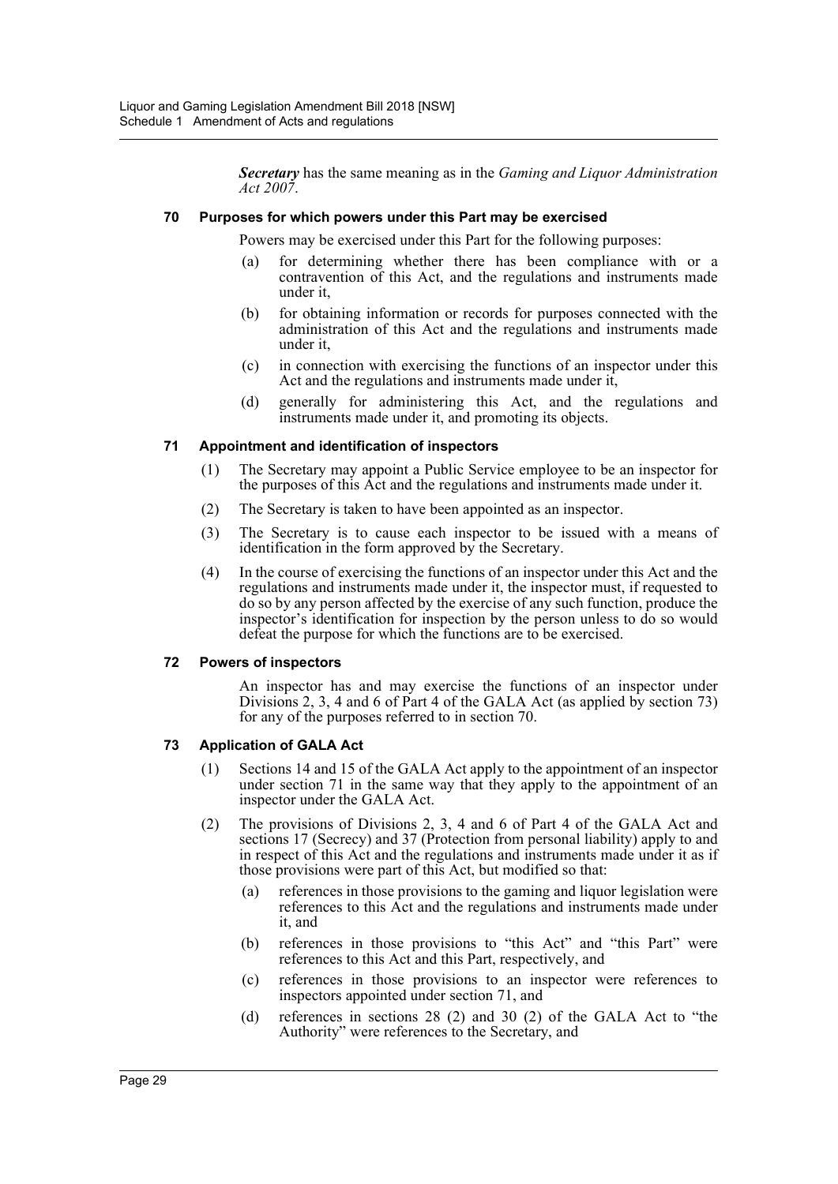***Secretary*** has the same meaning as in the *Gaming and Liquor Administration Act 2007*.

#### 70 Purposes for which powers under this Part may be exercised

Powers may be exercised under this Part for the following purposes:

(a) for determining whether there has been compliance with or a contravention of this Act, and the regulations and instruments made under it,

(b) for obtaining information or records for purposes connected with the administration of this Act and the regulations and instruments made under it,

(c) in connection with exercising the functions of an inspector under this Act and the regulations and instruments made under it,

(d) generally for administering this Act, and the regulations and instruments made under it, and promoting its objects.

#### 71 Appointment and identification of inspectors

(1) The Secretary may appoint a Public Service employee to be an inspector for the purposes of this Act and the regulations and instruments made under it.

(2) The Secretary is taken to have been appointed as an inspector.

(3) The Secretary is to cause each inspector to be issued with a means of identification in the form approved by the Secretary.

(4) In the course of exercising the functions of an inspector under this Act and the regulations and instruments made under it, the inspector must, if requested to do so by any person affected by the exercise of any such function, produce the inspector's identification for inspection by the person unless to do so would defeat the purpose for which the functions are to be exercised.

#### 72 Powers of inspectors

An inspector has and may exercise the functions of an inspector under Divisions 2, 3, 4 and 6 of Part 4 of the GALA Act (as applied by section 73) for any of the purposes referred to in section 70.

#### 73 Application of GALA Act

(1) Sections 14 and 15 of the GALA Act apply to the appointment of an inspector under section 71 in the same way that they apply to the appointment of an inspector under the GALA Act.

(2) The provisions of Divisions 2, 3, 4 and 6 of Part 4 of the GALA Act and sections 17 (Secrecy) and 37 (Protection from personal liability) apply to and in respect of this Act and the regulations and instruments made under it as if those provisions were part of this Act, but modified so that:

(a) references in those provisions to the gaming and liquor legislation were references to this Act and the regulations and instruments made under it, and

(b) references in those provisions to "this Act" and "this Part" were references to this Act and this Part, respectively, and

(c) references in those provisions to an inspector were references to inspectors appointed under section 71, and

(d) references in sections 28 (2) and 30 (2) of the GALA Act to "the Authority" were references to the Secretary, and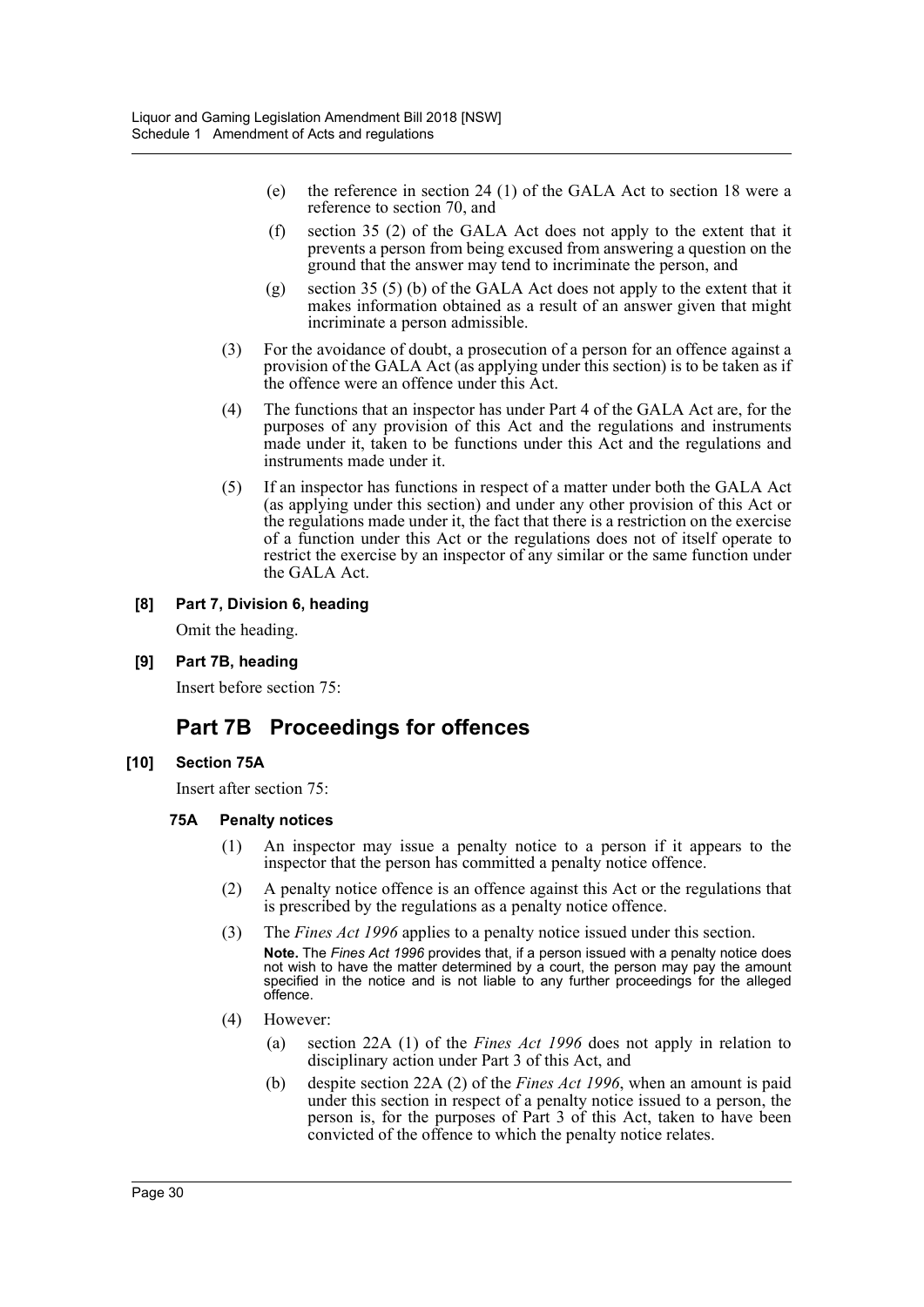(e) the reference in section 24 (1) of the GALA Act to section 18 were a reference to section 70, and

(f) section 35 (2) of the GALA Act does not apply to the extent that it prevents a person from being excused from answering a question on the ground that the answer may tend to incriminate the person, and

(g) section 35 (5) (b) of the GALA Act does not apply to the extent that it makes information obtained as a result of an answer given that might incriminate a person admissible.

(3) For the avoidance of doubt, a prosecution of a person for an offence against a provision of the GALA Act (as applying under this section) is to be taken as if the offence were an offence under this Act.

(4) The functions that an inspector has under Part 4 of the GALA Act are, for the purposes of any provision of this Act and the regulations and instruments made under it, taken to be functions under this Act and the regulations and instruments made under it.

(5) If an inspector has functions in respect of a matter under both the GALA Act (as applying under this section) and under any other provision of this Act or the regulations made under it, the fact that there is a restriction on the exercise of a function under this Act or the regulations does not of itself operate to restrict the exercise by an inspector of any similar or the same function under the GALA Act.

**[8] Part 7, Division 6, heading**

Omit the heading.

**[9] Part 7B, heading**

Insert before section 75:

## Part 7B Proceedings for offences

**[10] Section 75A**

Insert after section 75:

**75A Penalty notices**

(1) An inspector may issue a penalty notice to a person if it appears to the inspector that the person has committed a penalty notice offence.

(2) A penalty notice offence is an offence against this Act or the regulations that is prescribed by the regulations as a penalty notice offence.

(3) The *Fines Act 1996* applies to a penalty notice issued under this section.

**Note.** The *Fines Act 1996* provides that, if a person issued with a penalty notice does not wish to have the matter determined by a court, the person may pay the amount specified in the notice and is not liable to any further proceedings for the alleged offence.

(4) However:

(a) section 22A (1) of the *Fines Act 1996* does not apply in relation to disciplinary action under Part 3 of this Act, and

(b) despite section 22A (2) of the *Fines Act 1996*, when an amount is paid under this section in respect of a penalty notice issued to a person, the person is, for the purposes of Part 3 of this Act, taken to have been convicted of the offence to which the penalty notice relates.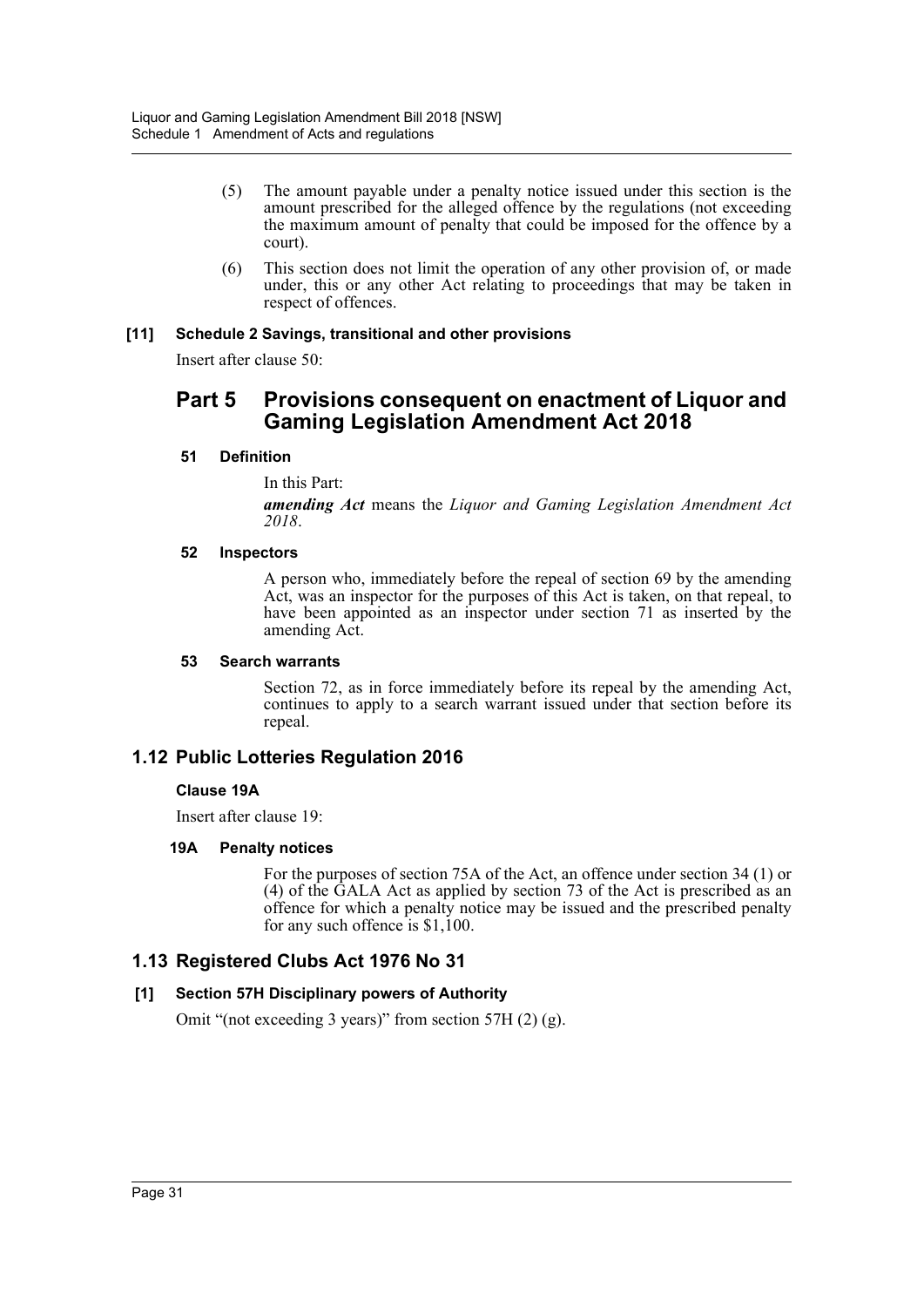(5) The amount payable under a penalty notice issued under this section is the amount prescribed for the alleged offence by the regulations (not exceeding the maximum amount of penalty that could be imposed for the offence by a court).

(6) This section does not limit the operation of any other provision of, or made under, this or any other Act relating to proceedings that may be taken in respect of offences.

**[11] Schedule 2 Savings, transitional and other provisions**

Insert after clause 50:

## Part 5 Provisions consequent on enactment of Liquor and Gaming Legislation Amendment Act 2018

**51 Definition**

In this Part:

***amending Act*** means the *Liquor and Gaming Legislation Amendment Act 2018*.

**52 Inspectors**

A person who, immediately before the repeal of section 69 by the amending Act, was an inspector for the purposes of this Act is taken, on that repeal, to have been appointed as an inspector under section 71 as inserted by the amending Act.

**53 Search warrants**

Section 72, as in force immediately before its repeal by the amending Act, continues to apply to a search warrant issued under that section before its repeal.

## 1.12 Public Lotteries Regulation 2016

**Clause 19A**

Insert after clause 19:

**19A Penalty notices**

For the purposes of section 75A of the Act, an offence under section 34 (1) or (4) of the GALA Act as applied by section 73 of the Act is prescribed as an offence for which a penalty notice may be issued and the prescribed penalty for any such offence is $1,100.

## 1.13 Registered Clubs Act 1976 No 31

**[1] Section 57H Disciplinary powers of Authority**

Omit "(not exceeding 3 years)" from section 57H (2) (g).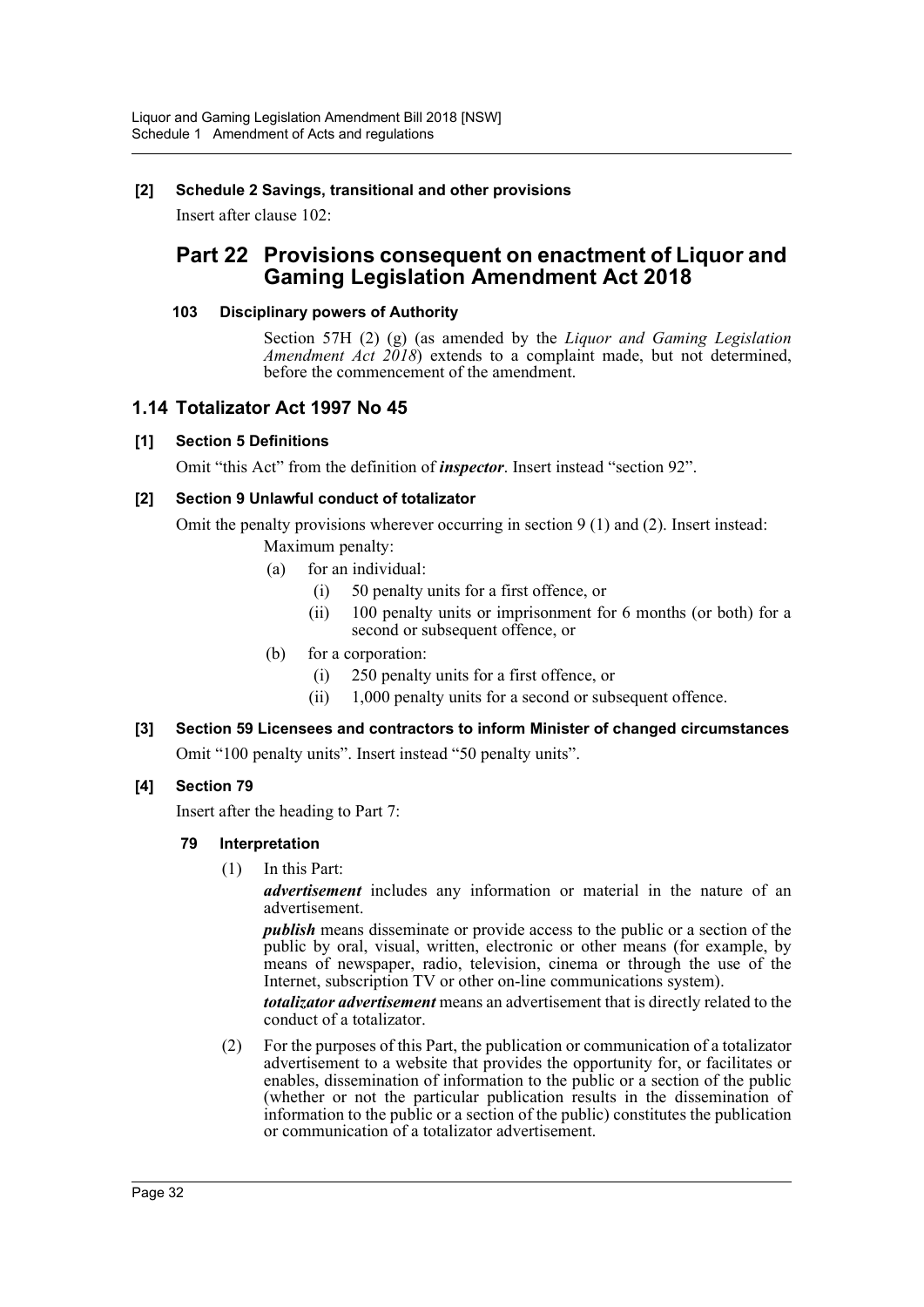**[2] Schedule 2 Savings, transitional and other provisions**

Insert after clause 102:

## Part 22 Provisions consequent on enactment of Liquor and Gaming Legislation Amendment Act 2018

**103 Disciplinary powers of Authority**

Section 57H (2) (g) (as amended by the *Liquor and Gaming Legislation Amendment Act 2018*) extends to a complaint made, but not determined, before the commencement of the amendment.

## 1.14 Totalizator Act 1997 No 45

**[1] Section 5 Definitions**

Omit "this Act" from the definition of ***inspector***. Insert instead "section 92".

**[2] Section 9 Unlawful conduct of totalizator**

Omit the penalty provisions wherever occurring in section 9 (1) and (2). Insert instead:

Maximum penalty:

- (a) for an individual:
  - (i) 50 penalty units for a first offence, or
  - (ii) 100 penalty units or imprisonment for 6 months (or both) for a second or subsequent offence, or
- (b) for a corporation:
  - (i) 250 penalty units for a first offence, or
  - (ii) 1,000 penalty units for a second or subsequent offence.

**[3] Section 59 Licensees and contractors to inform Minister of changed circumstances**

Omit "100 penalty units". Insert instead "50 penalty units".

**[4] Section 79**

Insert after the heading to Part 7:

**79 Interpretation**

(1) In this Part:

***advertisement*** includes any information or material in the nature of an advertisement.

***publish*** means disseminate or provide access to the public or a section of the public by oral, visual, written, electronic or other means (for example, by means of newspaper, radio, television, cinema or through the use of the Internet, subscription TV or other on-line communications system).

***totalizator advertisement*** means an advertisement that is directly related to the conduct of a totalizator.

(2) For the purposes of this Part, the publication or communication of a totalizator advertisement to a website that provides the opportunity for, or facilitates or enables, dissemination of information to the public or a section of the public (whether or not the particular publication results in the dissemination of information to the public or a section of the public) constitutes the publication or communication of a totalizator advertisement.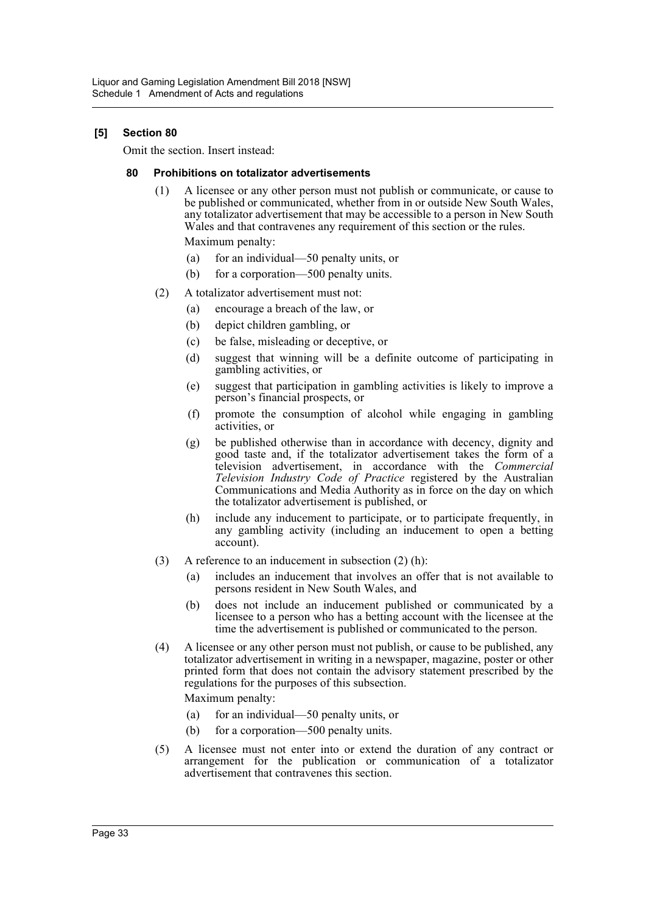### [5] Section 80

Omit the section. Insert instead:

#### 80 Prohibitions on totalizator advertisements

(1) A licensee or any other person must not publish or communicate, or cause to be published or communicated, whether from in or outside New South Wales, any totalizator advertisement that may be accessible to a person in New South Wales and that contravenes any requirement of this section or the rules.

Maximum penalty:

(a) for an individual—50 penalty units, or

(b) for a corporation—500 penalty units.

(2) A totalizator advertisement must not:

(a) encourage a breach of the law, or

(b) depict children gambling, or

(c) be false, misleading or deceptive, or

(d) suggest that winning will be a definite outcome of participating in gambling activities, or

(e) suggest that participation in gambling activities is likely to improve a person's financial prospects, or

(f) promote the consumption of alcohol while engaging in gambling activities, or

(g) be published otherwise than in accordance with decency, dignity and good taste and, if the totalizator advertisement takes the form of a television advertisement, in accordance with the *Commercial Television Industry Code of Practice* registered by the Australian Communications and Media Authority as in force on the day on which the totalizator advertisement is published, or

(h) include any inducement to participate, or to participate frequently, in any gambling activity (including an inducement to open a betting account).

(3) A reference to an inducement in subsection (2) (h):

(a) includes an inducement that involves an offer that is not available to persons resident in New South Wales, and

(b) does not include an inducement published or communicated by a licensee to a person who has a betting account with the licensee at the time the advertisement is published or communicated to the person.

(4) A licensee or any other person must not publish, or cause to be published, any totalizator advertisement in writing in a newspaper, magazine, poster or other printed form that does not contain the advisory statement prescribed by the regulations for the purposes of this subsection.

Maximum penalty:

(a) for an individual—50 penalty units, or

(b) for a corporation—500 penalty units.

(5) A licensee must not enter into or extend the duration of any contract or arrangement for the publication or communication of a totalizator advertisement that contravenes this section.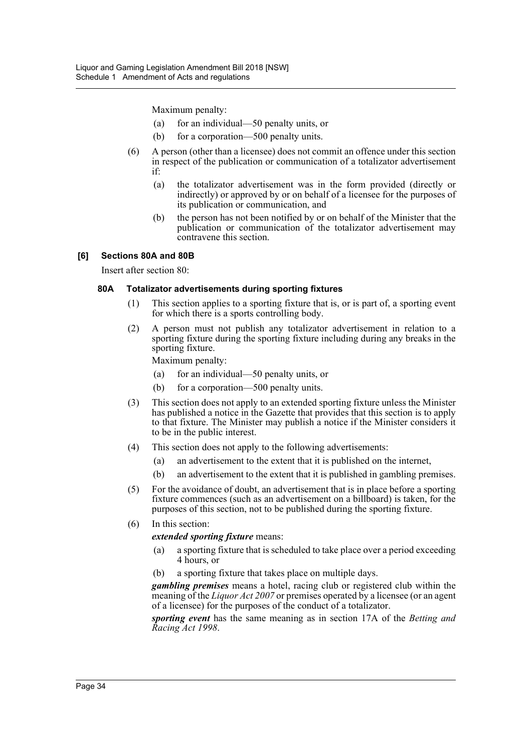Maximum penalty:

- (a) for an individual—50 penalty units, or
- (b) for a corporation—500 penalty units.

(6) A person (other than a licensee) does not commit an offence under this section in respect of the publication or communication of a totalizator advertisement if:

- (a) the totalizator advertisement was in the form provided (directly or indirectly) or approved by or on behalf of a licensee for the purposes of its publication or communication, and
- (b) the person has not been notified by or on behalf of the Minister that the publication or communication of the totalizator advertisement may contravene this section.

### [6] Sections 80A and 80B

Insert after section 80:

#### 80A Totalizator advertisements during sporting fixtures

(1) This section applies to a sporting fixture that is, or is part of, a sporting event for which there is a sports controlling body.

(2) A person must not publish any totalizator advertisement in relation to a sporting fixture during the sporting fixture including during any breaks in the sporting fixture.

Maximum penalty:

- (a) for an individual—50 penalty units, or
- (b) for a corporation—500 penalty units.

(3) This section does not apply to an extended sporting fixture unless the Minister has published a notice in the Gazette that provides that this section is to apply to that fixture. The Minister may publish a notice if the Minister considers it to be in the public interest.

(4) This section does not apply to the following advertisements:

- (a) an advertisement to the extent that it is published on the internet,
- (b) an advertisement to the extent that it is published in gambling premises.

(5) For the avoidance of doubt, an advertisement that is in place before a sporting fixture commences (such as an advertisement on a billboard) is taken, for the purposes of this section, not to be published during the sporting fixture.

(6) In this section:

***extended sporting fixture*** means:

- (a) a sporting fixture that is scheduled to take place over a period exceeding 4 hours, or
- (b) a sporting fixture that takes place on multiple days.

***gambling premises*** means a hotel, racing club or registered club within the meaning of the *Liquor Act 2007* or premises operated by a licensee (or an agent of a licensee) for the purposes of the conduct of a totalizator.

***sporting event*** has the same meaning as in section 17A of the *Betting and Racing Act 1998*.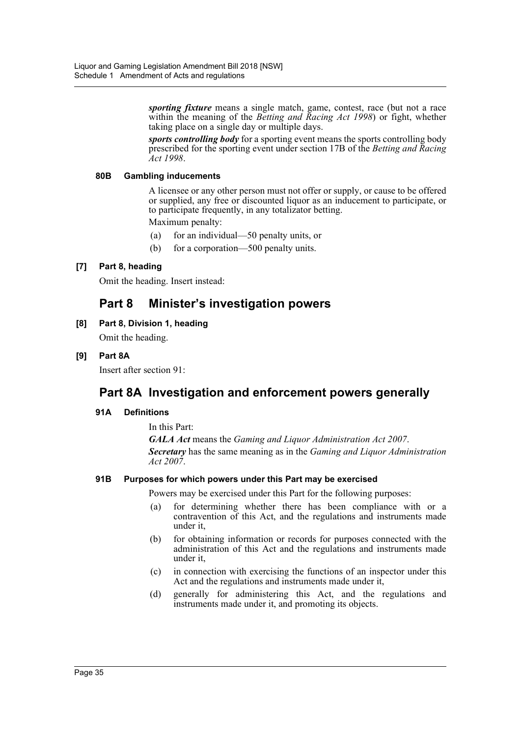***sporting fixture*** means a single match, game, contest, race (but not a race within the meaning of the *Betting and Racing Act 1998*) or fight, whether taking place on a single day or multiple days.

***sports controlling body*** for a sporting event means the sports controlling body prescribed for the sporting event under section 17B of the *Betting and Racing Act 1998*.

#### 80B Gambling inducements

A licensee or any other person must not offer or supply, or cause to be offered or supplied, any free or discounted liquor as an inducement to participate, or to participate frequently, in any totalizator betting.

Maximum penalty:

(a) for an individual—50 penalty units, or

(b) for a corporation—500 penalty units.

#### [7] Part 8, heading

Omit the heading. Insert instead:

## Part 8 Minister's investigation powers

#### [8] Part 8, Division 1, heading

Omit the heading.

#### [9] Part 8A

Insert after section 91:

## Part 8A Investigation and enforcement powers generally

#### 91A Definitions

In this Part:

***GALA Act*** means the *Gaming and Liquor Administration Act 2007*.

***Secretary*** has the same meaning as in the *Gaming and Liquor Administration Act 2007*.

#### 91B Purposes for which powers under this Part may be exercised

Powers may be exercised under this Part for the following purposes:

(a) for determining whether there has been compliance with or a contravention of this Act, and the regulations and instruments made under it,

(b) for obtaining information or records for purposes connected with the administration of this Act and the regulations and instruments made under it,

(c) in connection with exercising the functions of an inspector under this Act and the regulations and instruments made under it,

(d) generally for administering this Act, and the regulations and instruments made under it, and promoting its objects.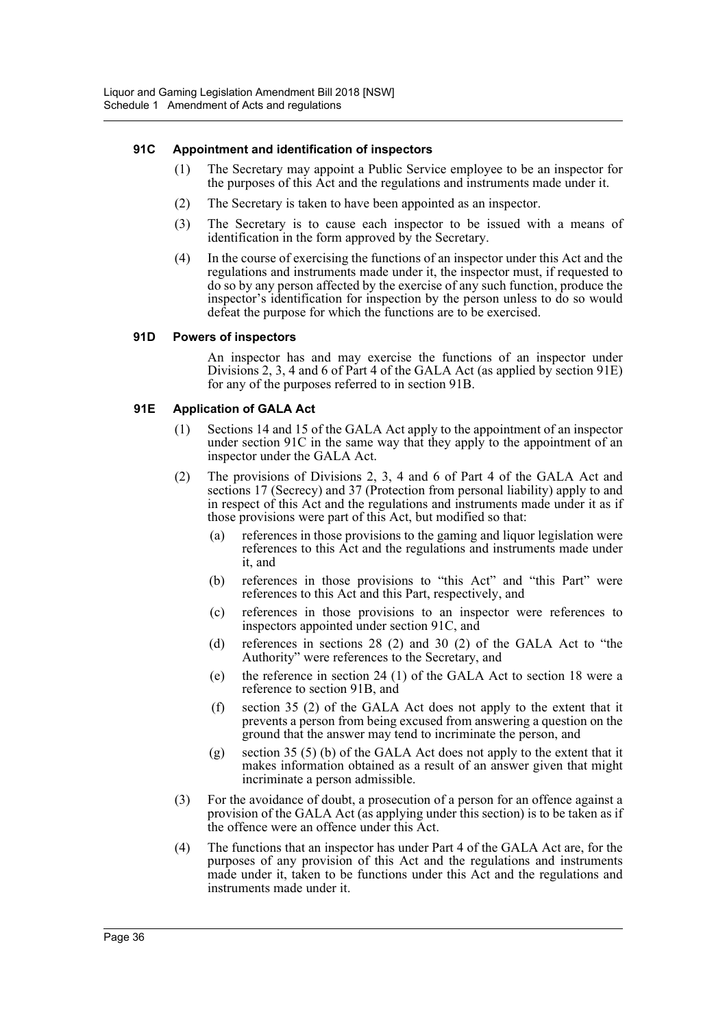#### 91C Appointment and identification of inspectors

(1) The Secretary may appoint a Public Service employee to be an inspector for the purposes of this Act and the regulations and instruments made under it.

(2) The Secretary is taken to have been appointed as an inspector.

(3) The Secretary is to cause each inspector to be issued with a means of identification in the form approved by the Secretary.

(4) In the course of exercising the functions of an inspector under this Act and the regulations and instruments made under it, the inspector must, if requested to do so by any person affected by the exercise of any such function, produce the inspector's identification for inspection by the person unless to do so would defeat the purpose for which the functions are to be exercised.

#### 91D Powers of inspectors

An inspector has and may exercise the functions of an inspector under Divisions 2, 3, 4 and 6 of Part 4 of the GALA Act (as applied by section 91E) for any of the purposes referred to in section 91B.

#### 91E Application of GALA Act

(1) Sections 14 and 15 of the GALA Act apply to the appointment of an inspector under section 91C in the same way that they apply to the appointment of an inspector under the GALA Act.

(2) The provisions of Divisions 2, 3, 4 and 6 of Part 4 of the GALA Act and sections 17 (Secrecy) and 37 (Protection from personal liability) apply to and in respect of this Act and the regulations and instruments made under it as if those provisions were part of this Act, but modified so that:

- (a) references in those provisions to the gaming and liquor legislation were references to this Act and the regulations and instruments made under it, and
- (b) references in those provisions to "this Act" and "this Part" were references to this Act and this Part, respectively, and
- (c) references in those provisions to an inspector were references to inspectors appointed under section 91C, and
- (d) references in sections 28 (2) and 30 (2) of the GALA Act to "the Authority" were references to the Secretary, and
- (e) the reference in section 24 (1) of the GALA Act to section 18 were a reference to section 91B, and
- (f) section 35 (2) of the GALA Act does not apply to the extent that it prevents a person from being excused from answering a question on the ground that the answer may tend to incriminate the person, and
- (g) section 35 (5) (b) of the GALA Act does not apply to the extent that it makes information obtained as a result of an answer given that might incriminate a person admissible.

(3) For the avoidance of doubt, a prosecution of a person for an offence against a provision of the GALA Act (as applying under this section) is to be taken as if the offence were an offence under this Act.

(4) The functions that an inspector has under Part 4 of the GALA Act are, for the purposes of any provision of this Act and the regulations and instruments made under it, taken to be functions under this Act and the regulations and instruments made under it.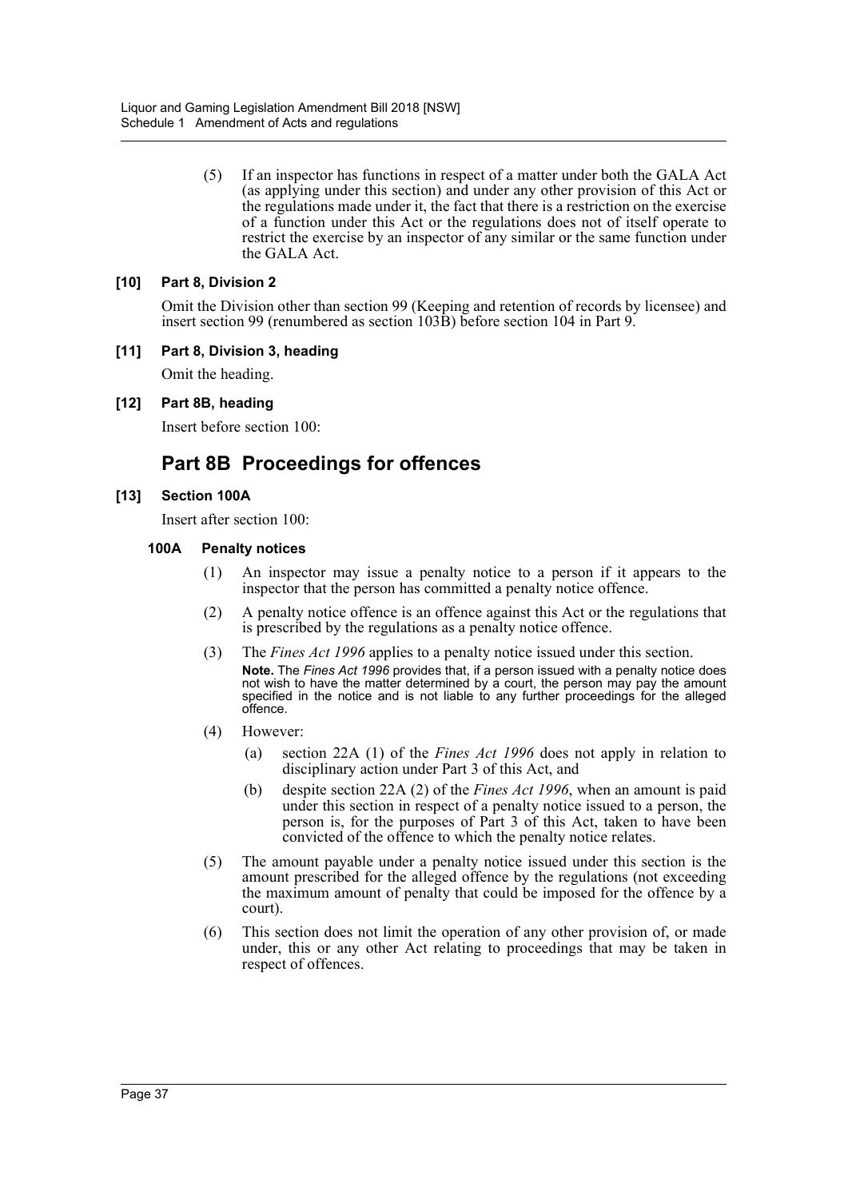(5) If an inspector has functions in respect of a matter under both the GALA Act (as applying under this section) and under any other provision of this Act or the regulations made under it, the fact that there is a restriction on the exercise of a function under this Act or the regulations does not of itself operate to restrict the exercise by an inspector of any similar or the same function under the GALA Act.

### [10] Part 8, Division 2

Omit the Division other than section 99 (Keeping and retention of records by licensee) and insert section 99 (renumbered as section 103B) before section 104 in Part 9.

### [11] Part 8, Division 3, heading

Omit the heading.

### [12] Part 8B, heading

Insert before section 100:

## Part 8B Proceedings for offences

### [13] Section 100A

Insert after section 100:

#### 100A Penalty notices

(1) An inspector may issue a penalty notice to a person if it appears to the inspector that the person has committed a penalty notice offence.

(2) A penalty notice offence is an offence against this Act or the regulations that is prescribed by the regulations as a penalty notice offence.

(3) The *Fines Act 1996* applies to a penalty notice issued under this section.

**Note.** The *Fines Act 1996* provides that, if a person issued with a penalty notice does not wish to have the matter determined by a court, the person may pay the amount specified in the notice and is not liable to any further proceedings for the alleged offence.

(4) However:

(a) section 22A (1) of the *Fines Act 1996* does not apply in relation to disciplinary action under Part 3 of this Act, and

(b) despite section 22A (2) of the *Fines Act 1996*, when an amount is paid under this section in respect of a penalty notice issued to a person, the person is, for the purposes of Part 3 of this Act, taken to have been convicted of the offence to which the penalty notice relates.

(5) The amount payable under a penalty notice issued under this section is the amount prescribed for the alleged offence by the regulations (not exceeding the maximum amount of penalty that could be imposed for the offence by a court).

(6) This section does not limit the operation of any other provision of, or made under, this or any other Act relating to proceedings that may be taken in respect of offences.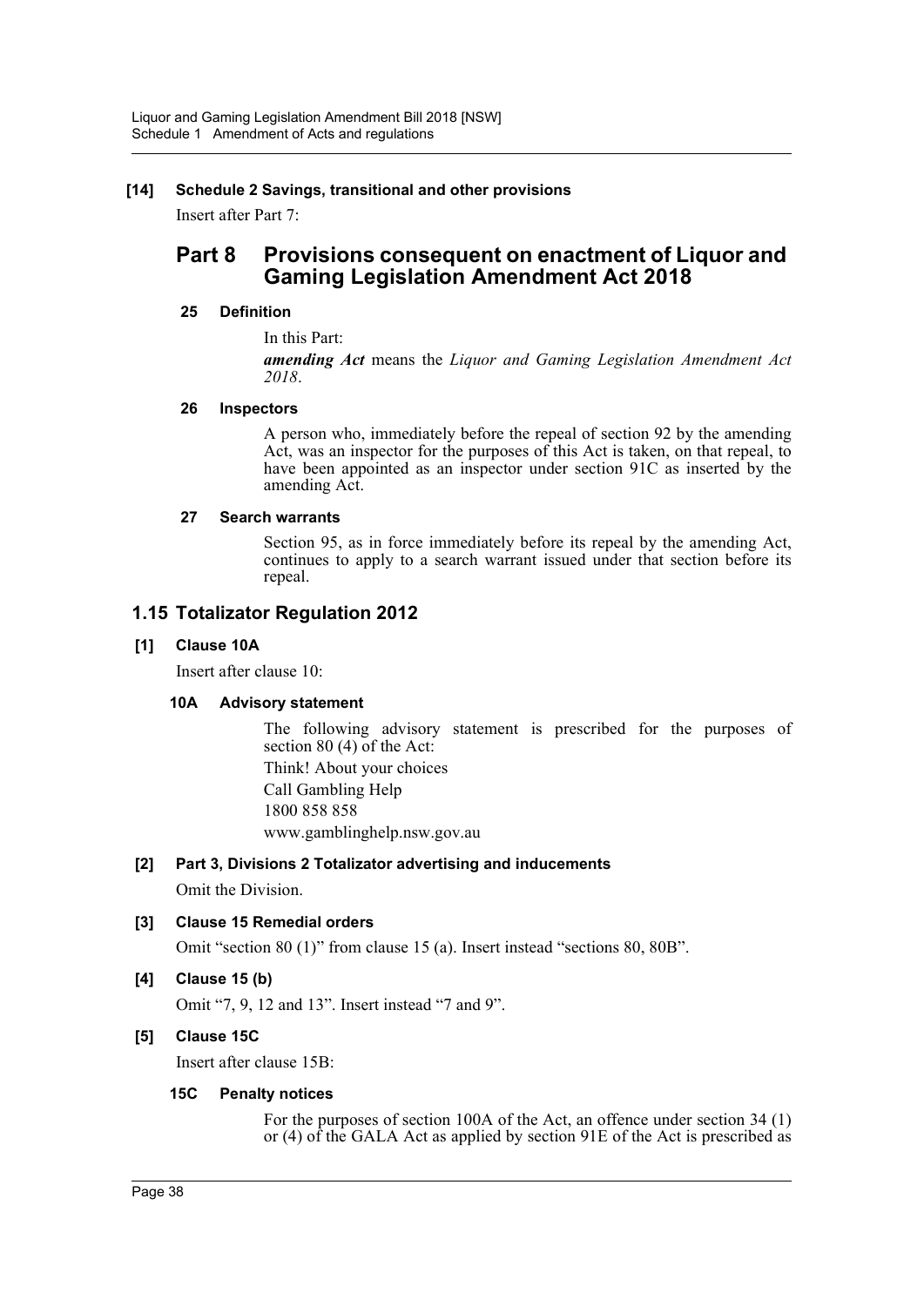**[14] Schedule 2 Savings, transitional and other provisions**

Insert after Part 7:

## Part 8 Provisions consequent on enactment of Liquor and Gaming Legislation Amendment Act 2018

**25 Definition**

In this Part:

***amending Act*** means the *Liquor and Gaming Legislation Amendment Act 2018*.

**26 Inspectors**

A person who, immediately before the repeal of section 92 by the amending Act, was an inspector for the purposes of this Act is taken, on that repeal, to have been appointed as an inspector under section 91C as inserted by the amending Act.

**27 Search warrants**

Section 95, as in force immediately before its repeal by the amending Act, continues to apply to a search warrant issued under that section before its repeal.

## 1.15 Totalizator Regulation 2012

**[1] Clause 10A**

Insert after clause 10:

**10A Advisory statement**

The following advisory statement is prescribed for the purposes of section 80 (4) of the Act:

Think! About your choices

Call Gambling Help

1800 858 858

www.gamblinghelp.nsw.gov.au

**[2] Part 3, Divisions 2 Totalizator advertising and inducements**

Omit the Division.

**[3] Clause 15 Remedial orders**

Omit "section 80 (1)" from clause 15 (a). Insert instead "sections 80, 80B".

**[4] Clause 15 (b)**

Omit "7, 9, 12 and 13". Insert instead "7 and 9".

**[5] Clause 15C**

Insert after clause 15B:

**15C Penalty notices**

For the purposes of section 100A of the Act, an offence under section 34 (1) or (4) of the GALA Act as applied by section 91E of the Act is prescribed as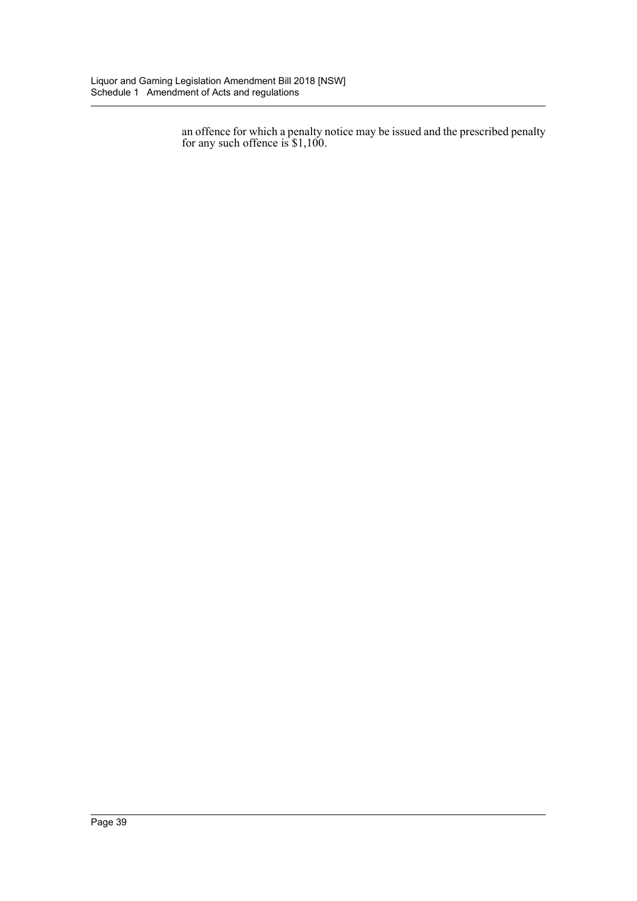an offence for which a penalty notice may be issued and the prescribed penalty for any such offence is $1,100.